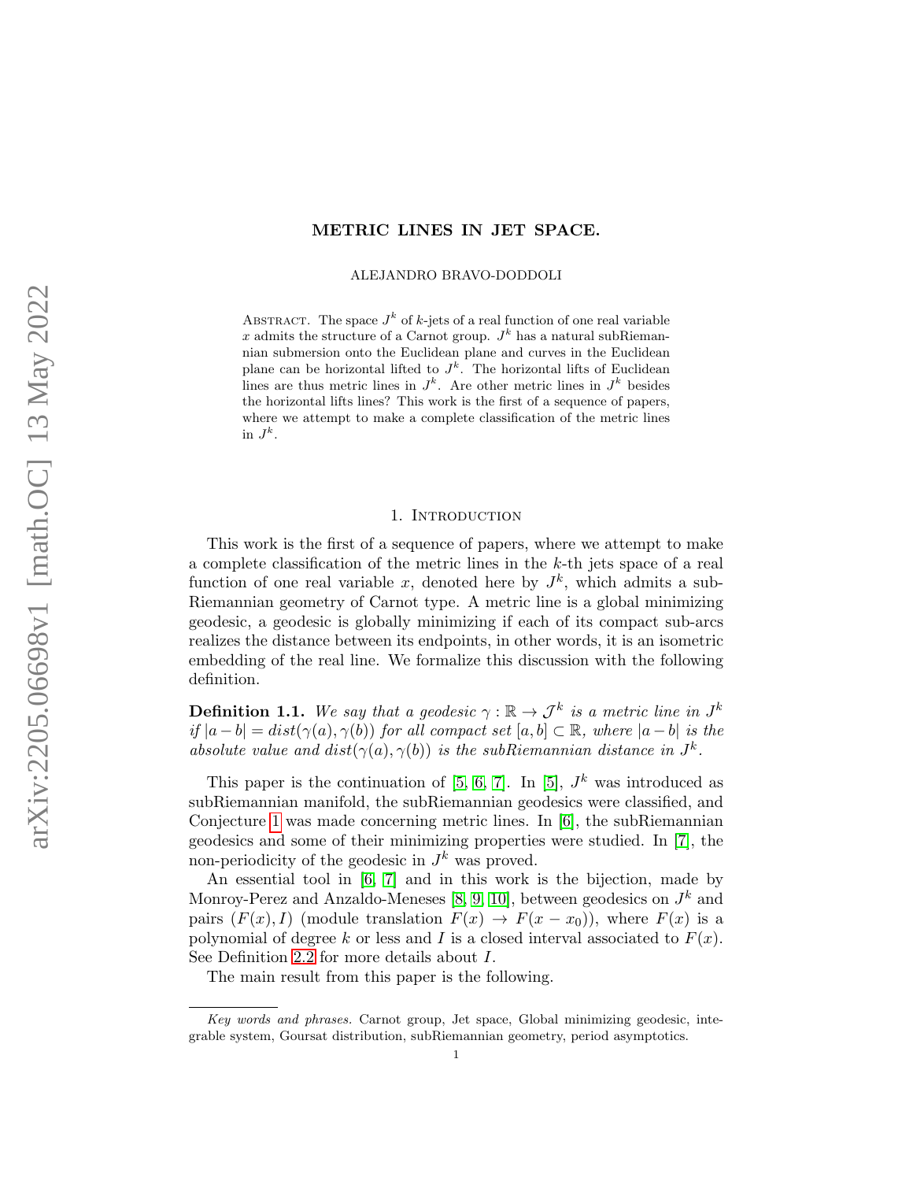# METRIC LINES IN JET SPACE.

ALEJANDRO BRAVO-DODDOLI

Abstract. The space $J^k$ of $k$-jets of a real function of one real variable $x$ admits the structure of a Carnot group. $J^k$ has a natural subRiemannian submersion onto the Euclidean plane and curves in the Euclidean plane can be horizontal lifted to $J^k$. The horizontal lifts of Euclidean lines are thus metric lines in $J^k$. Are other metric lines in $J^k$ besides the horizontal lifts lines? This work is the first of a sequence of papers, where we attempt to make a complete classification of the metric lines in $J^k$.

## 1. Introduction

This work is the first of a sequence of papers, where we attempt to make a complete classification of the metric lines in the $k$-th jets space of a real function of one real variable $x$, denoted here by $J^k$, which admits a sub-Riemannian geometry of Carnot type. A metric line is a global minimizing geodesic, a geodesic is globally minimizing if each of its compact sub-arcs realizes the distance between its endpoints, in other words, it is an isometric embedding of the real line. We formalize this discussion with the following definition.

**Definition 1.1.** *We say that a geodesic $\gamma : \mathbb{R} \to \mathcal{J}^k$ is a metric line in $J^k$ if $|a-b| = dist(\gamma(a), \gamma(b))$ for all compact set $[a,b] \subset \mathbb{R}$, where $|a-b|$ is the absolute value and $dist(\gamma(a), \gamma(b))$ is the subRiemannian distance in $J^k$.*

This paper is the continuation of [5, 6, 7]. In [5], $J^k$ was introduced as subRiemannian manifold, the subRiemannian geodesics were classified, and Conjecture 1 was made concerning metric lines. In [6], the subRiemannian geodesics and some of their minimizing properties were studied. In [7], the non-periodicity of the geodesic in $J^k$ was proved.

An essential tool in [6, 7] and in this work is the bijection, made by Monroy-Perez and Anzaldo-Meneses [8, 9, 10], between geodesics on $J^k$ and pairs $(F(x), I)$ (module translation $F(x) \to F(x - x_0)$), where $F(x)$ is a polynomial of degree $k$ or less and $I$ is a closed interval associated to $F(x)$. See Definition 2.2 for more details about $I$.

The main result from this paper is the following.

*Key words and phrases.* Carnot group, Jet space, Global minimizing geodesic, integrable system, Goursat distribution, subRiemannian geometry, period asymptotics.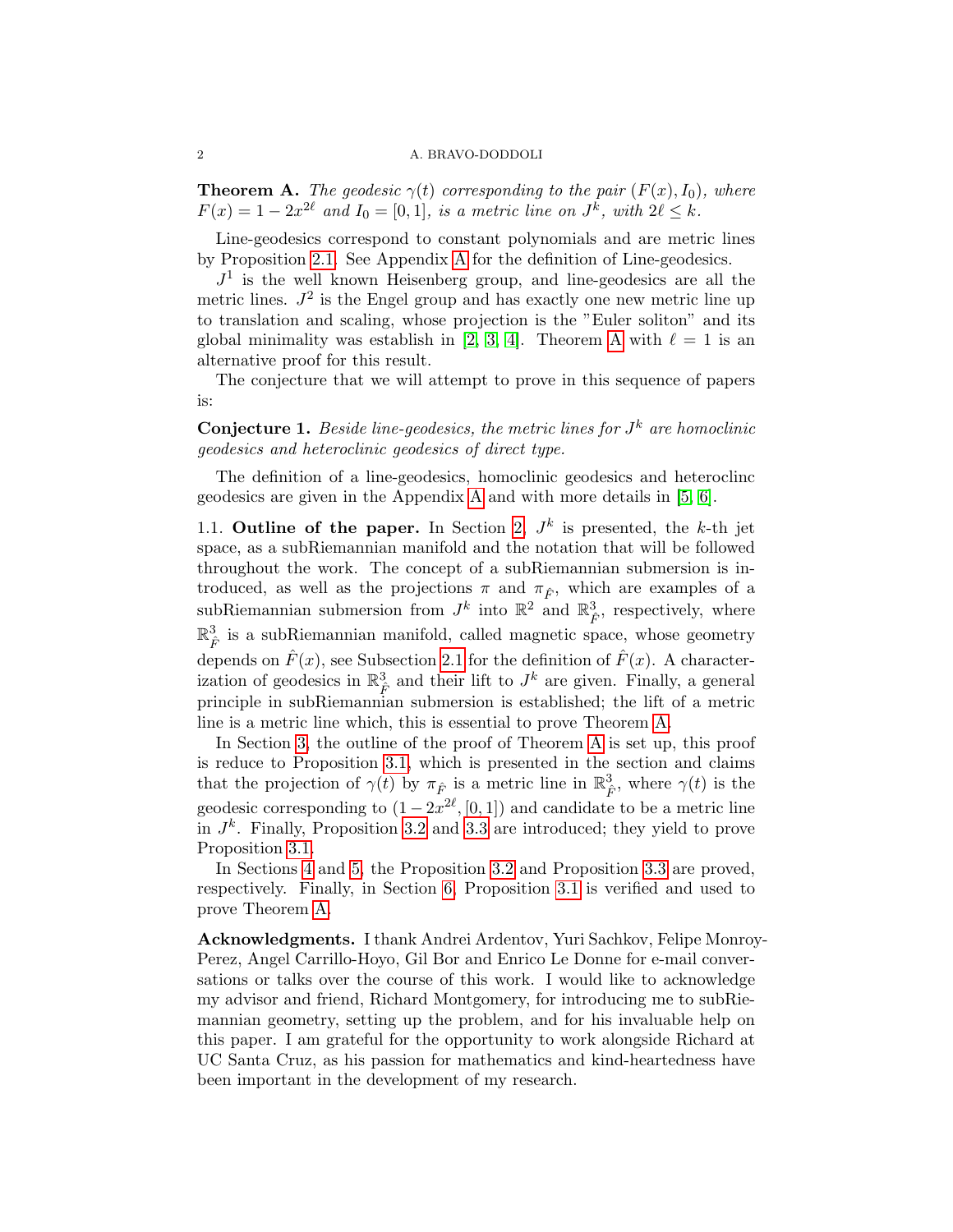**Theorem A.** *The geodesic $\gamma(t)$ corresponding to the pair $(F(x), I_0)$, where $F(x) = 1 - 2x^{2\ell}$ and $I_0 = [0,1]$, is a metric line on $J^k$, with $2\ell \leq k$.*

Line-geodesics correspond to constant polynomials and are metric lines by Proposition 2.1. See Appendix A for the definition of Line-geodesics.

$J^1$ is the well known Heisenberg group, and line-geodesics are all the metric lines. $J^2$ is the Engel group and has exactly one new metric line up to translation and scaling, whose projection is the "Euler soliton" and its global minimality was establish in [2, 3, 4]. Theorem A with $\ell = 1$ is an alternative proof for this result.

The conjecture that we will attempt to prove in this sequence of papers is:

**Conjecture 1.** *Beside line-geodesics, the metric lines for $J^k$ are homoclinic geodesics and heteroclinic geodesics of direct type.*

The definition of a line-geodesics, homoclinic geodesics and heteroclinc geodesics are given in the Appendix A and with more details in [5, 6].

### 1.1. Outline of the paper.

In Section 2, $J^k$ is presented, the $k$-th jet space, as a subRiemannian manifold and the notation that will be followed throughout the work. The concept of a subRiemannian submersion is introduced, as well as the projections $\pi$ and $\pi_{\hat{F}}$, which are examples of a subRiemannian submersion from $J^k$ into $\mathbb{R}^2$ and $\mathbb{R}^3_{\hat{F}}$, respectively, where $\mathbb{R}^3_{\hat{F}}$ is a subRiemannian manifold, called magnetic space, whose geometry depends on $\hat{F}(x)$, see Subsection 2.1 for the definition of $\hat{F}(x)$. A characterization of geodesics in $\mathbb{R}^3_{\hat{F}}$ and their lift to $J^k$ are given. Finally, a general principle in subRiemannian submersion is established; the lift of a metric line is a metric line which, this is essential to prove Theorem A.

In Section 3, the outline of the proof of Theorem A is set up, this proof is reduce to Proposition 3.1, which is presented in the section and claims that the projection of $\gamma(t)$ by $\pi_{\hat{F}}$ is a metric line in $\mathbb{R}^3_{\hat{F}}$, where $\gamma(t)$ is the geodesic corresponding to $(1 - 2x^{2\ell}, [0,1])$ and candidate to be a metric line in $J^k$. Finally, Proposition 3.2 and 3.3 are introduced; they yield to prove Proposition 3.1.

In Sections 4 and 5, the Proposition 3.2 and Proposition 3.3 are proved, respectively. Finally, in Section 6, Proposition 3.1 is verified and used to prove Theorem A.

**Acknowledgments.** I thank Andrei Ardentov, Yuri Sachkov, Felipe Monroy-Perez, Angel Carrillo-Hoyo, Gil Bor and Enrico Le Donne for e-mail conversations or talks over the course of this work. I would like to acknowledge my advisor and friend, Richard Montgomery, for introducing me to subRiemannian geometry, setting up the problem, and for his invaluable help on this paper. I am grateful for the opportunity to work alongside Richard at UC Santa Cruz, as his passion for mathematics and kind-heartedness have been important in the development of my research.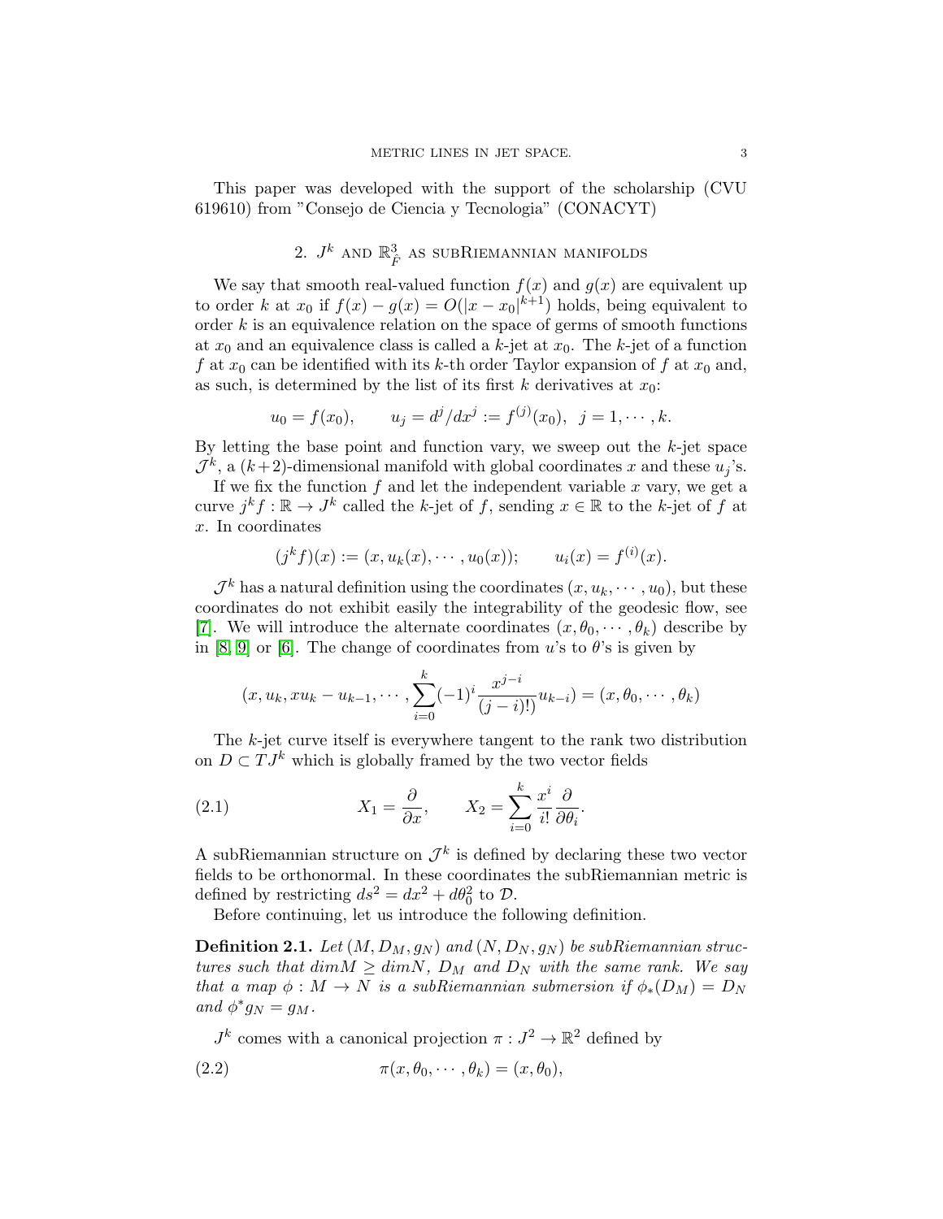This paper was developed with the support of the scholarship (CVU 619610) from "Consejo de Ciencia y Tecnologia" (CONACYT)

## 2. $J^k$ and $\mathbb{R}^3_{\hat{F}}$ as subRiemannian manifolds

We say that smooth real-valued function $f(x)$ and $g(x)$ are equivalent up to order $k$ at $x_0$ if $f(x) - g(x) = O(|x - x_0|^{k+1})$ holds, being equivalent to order $k$ is an equivalence relation on the space of germs of smooth functions at $x_0$ and an equivalence class is called a $k$-jet at $x_0$. The $k$-jet of a function $f$ at $x_0$ can be identified with its $k$-th order Taylor expansion of $f$ at $x_0$ and, as such, is determined by the list of its first $k$ derivatives at $x_0$:

$$u_0 = f(x_0), \qquad u_j = d^j/dx^j := f^{(j)}(x_0), \;\; j = 1, \cdots, k.$$

By letting the base point and function vary, we sweep out the $k$-jet space $\mathcal{J}^k$, a $(k+2)$-dimensional manifold with global coordinates $x$ and these $u_j$'s.

If we fix the function $f$ and let the independent variable $x$ vary, we get a curve $j^k f : \mathbb{R} \to J^k$ called the $k$-jet of $f$, sending $x \in \mathbb{R}$ to the $k$-jet of $f$ at $x$. In coordinates

$$(j^k f)(x) := (x, u_k(x), \cdots, u_0(x)); \qquad u_i(x) = f^{(i)}(x).$$

$\mathcal{J}^k$ has a natural definition using the coordinates $(x, u_k, \cdots, u_0)$, but these coordinates do not exhibit easily the integrability of the geodesic flow, see [7]. We will introduce the alternate coordinates $(x, \theta_0, \cdots, \theta_k)$ describe by in [8, 9] or [6]. The change of coordinates from $u$'s to $\theta$'s is given by

$$(x, u_k, xu_k - u_{k-1}, \cdots, \sum_{i=0}^{k} (-1)^i \frac{x^{j-i}}{(j-i)!)} u_{k-i}) = (x, \theta_0, \cdots, \theta_k)$$

The $k$-jet curve itself is everywhere tangent to the rank two distribution on $D \subset TJ^k$ which is globally framed by the two vector fields

$$X_1 = \frac{\partial}{\partial x}, \qquad X_2 = \sum_{i=0}^{k} \frac{x^i}{i!} \frac{\partial}{\partial \theta_i}. \tag{2.1}$$

A subRiemannian structure on $\mathcal{J}^k$ is defined by declaring these two vector fields to be orthonormal. In these coordinates the subRiemannian metric is defined by restricting $ds^2 = dx^2 + d\theta_0^2$ to $\mathcal{D}$.

Before continuing, let us introduce the following definition.

**Definition 2.1.** *Let $(M, D_M, g_N)$ and $(N, D_N, g_N)$ be subRiemannian structures such that $dimM \geq dimN$, $D_M$ and $D_N$ with the same rank. We say that a map $\phi : M \to N$ is a subRiemannian submersion if $\phi_*(D_M) = D_N$ and $\phi^* g_N = g_M$.*

$J^k$ comes with a canonical projection $\pi : J^2 \to \mathbb{R}^2$ defined by

$$\pi(x, \theta_0, \cdots, \theta_k) = (x, \theta_0), \tag{2.2}$$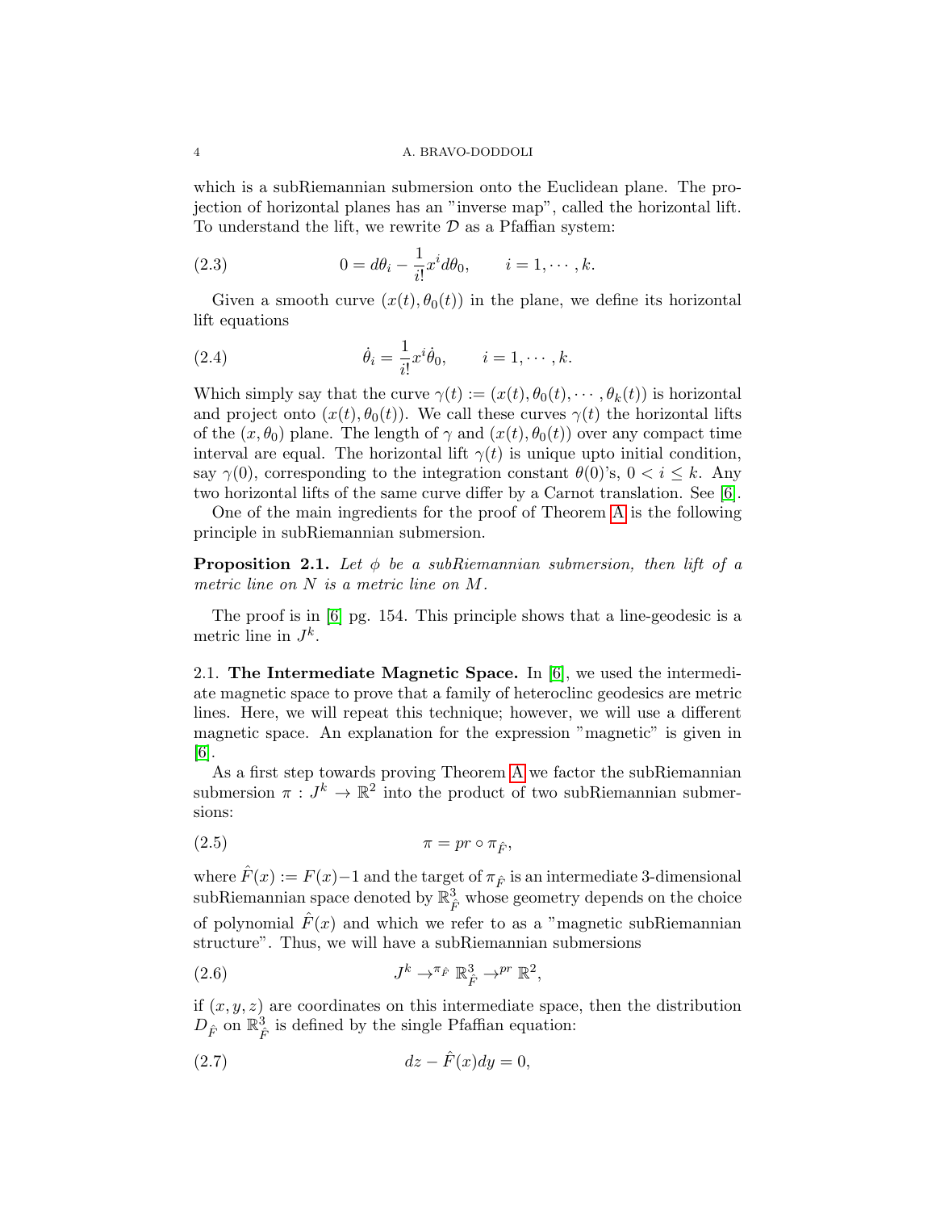which is a subRiemannian submersion onto the Euclidean plane. The projection of horizontal planes has an "inverse map", called the horizontal lift. To understand the lift, we rewrite $\mathcal{D}$ as a Pfaffian system:

$$0 = d\theta_i - \frac{1}{i!}x^i d\theta_0, \qquad i = 1, \cdots, k. \tag{2.3}$$

Given a smooth curve $(x(t), \theta_0(t))$ in the plane, we define its horizontal lift equations

$$\dot{\theta}_i = \frac{1}{i!}x^i \dot{\theta}_0, \qquad i = 1, \cdots, k. \tag{2.4}$$

Which simply say that the curve $\gamma(t) := (x(t), \theta_0(t), \cdots, \theta_k(t))$ is horizontal and project onto $(x(t), \theta_0(t))$. We call these curves $\gamma(t)$ the horizontal lifts of the $(x, \theta_0)$ plane. The length of $\gamma$ and $(x(t), \theta_0(t))$ over any compact time interval are equal. The horizontal lift $\gamma(t)$ is unique upto initial condition, say $\gamma(0)$, corresponding to the integration constant $\theta(0)$'s, $0 < i \leq k$. Any two horizontal lifts of the same curve differ by a Carnot translation. See [6].

One of the main ingredients for the proof of Theorem A is the following principle in subRiemannian submersion.

**Proposition 2.1.** *Let $\phi$ be a subRiemannian submersion, then lift of a metric line on $N$ is a metric line on $M$.*

The proof is in [6] pg. 154. This principle shows that a line-geodesic is a metric line in $J^k$.

### 2.1. The Intermediate Magnetic Space.

In [6], we used the intermediate magnetic space to prove that a family of heteroclinc geodesics are metric lines. Here, we will repeat this technique; however, we will use a different magnetic space. An explanation for the expression "magnetic" is given in [6].

As a first step towards proving Theorem A we factor the subRiemannian submersion $\pi : J^k \to \mathbb{R}^2$ into the product of two subRiemannian submersions:

$$\pi = pr \circ \pi_{\hat{F}}, \tag{2.5}$$

where $\hat{F}(x) := F(x) - 1$ and the target of $\pi_{\hat{F}}$ is an intermediate 3-dimensional subRiemannian space denoted by $\mathbb{R}^3_{\hat{F}}$ whose geometry depends on the choice of polynomial $\hat{F}(x)$ and which we refer to as a "magnetic subRiemannian structure". Thus, we will have a subRiemannian submersions

$$J^k \to^{\pi_{\hat{F}}} \mathbb{R}^3_{\hat{F}} \to^{pr} \mathbb{R}^2, \tag{2.6}$$

if $(x, y, z)$ are coordinates on this intermediate space, then the distribution $D_{\hat{F}}$ on $\mathbb{R}^3_{\hat{F}}$ is defined by the single Pfaffian equation:

$$dz - \hat{F}(x)dy = 0, \tag{2.7}$$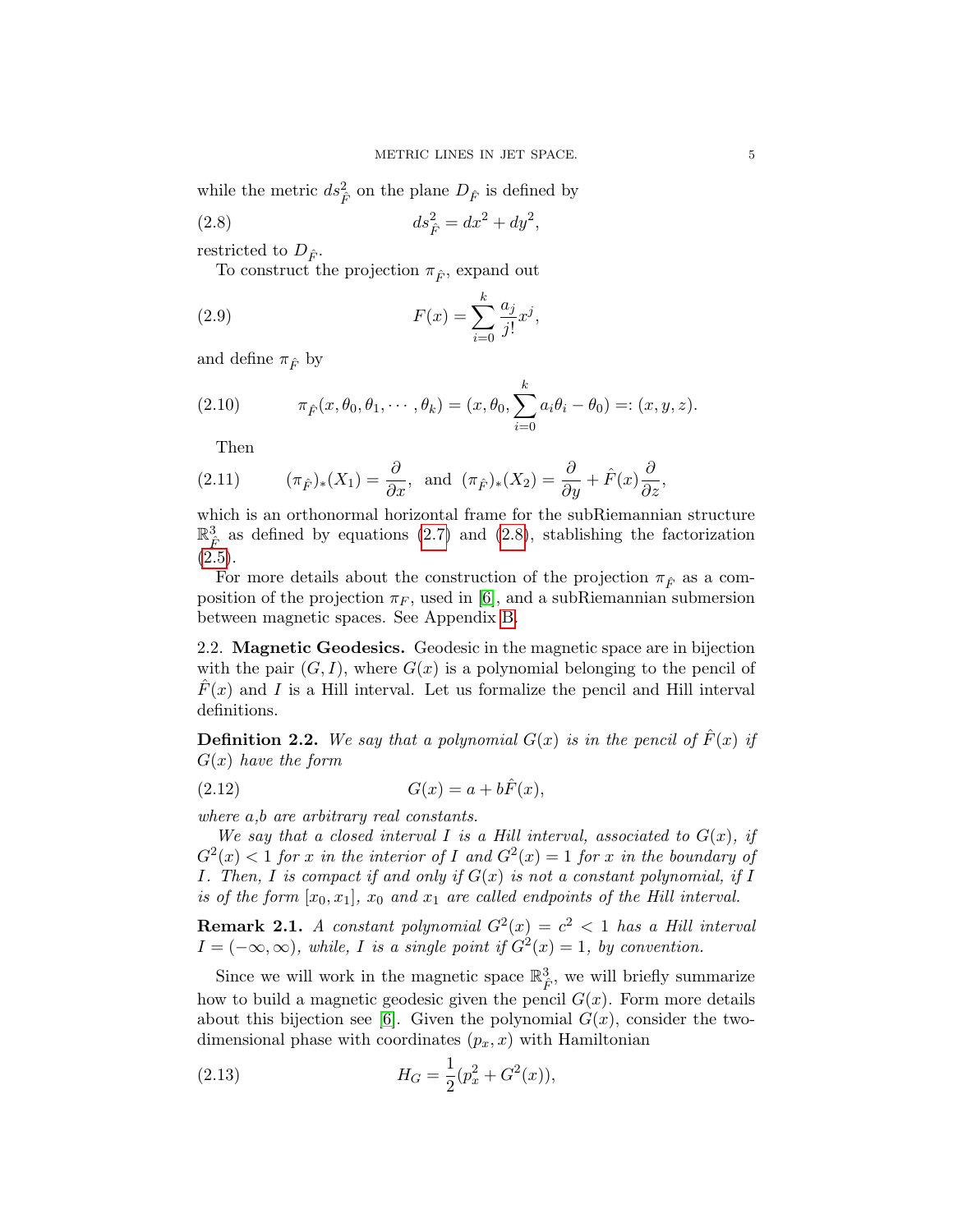while the metric $ds^2_{\hat{F}}$ on the plane $D_{\hat{F}}$ is defined by

$$ds^2_{\hat{F}} = dx^2 + dy^2, \tag{2.8}$$

restricted to $D_{\hat{F}}$.

To construct the projection $\pi_{\hat{F}}$, expand out

$$F(x) = \sum_{i=0}^{k} \frac{a_j}{j!} x^j, \tag{2.9}$$

and define $\pi_{\hat{F}}$ by

$$\pi_{\hat{F}}(x, \theta_0, \theta_1, \cdots, \theta_k) = (x, \theta_0, \sum_{i=0}^{k} a_i \theta_i - \theta_0) =: (x, y, z). \tag{2.10}$$

Then

$$(\pi_{\hat{F}})_*(X_1) = \frac{\partial}{\partial x}, \text{ and } (\pi_{\hat{F}})_*(X_2) = \frac{\partial}{\partial y} + \hat{F}(x)\frac{\partial}{\partial z}, \tag{2.11}$$

which is an orthonormal horizontal frame for the subRiemannian structure $\mathbb{R}^3_{\hat{F}}$ as defined by equations (2.7) and (2.8), stablishing the factorization (2.5).

For more details about the construction of the projection $\pi_{\hat{F}}$ as a composition of the projection $\pi_F$, used in [6], and a subRiemannian submersion between magnetic spaces. See Appendix B.

2.2. **Magnetic Geodesics.** Geodesic in the magnetic space are in bijection with the pair $(G, I)$, where $G(x)$ is a polynomial belonging to the pencil of $\hat{F}(x)$ and $I$ is a Hill interval. Let us formalize the pencil and Hill interval definitions.

**Definition 2.2.** *We say that a polynomial $G(x)$ is in the pencil of $\hat{F}(x)$ if $G(x)$ have the form*

$$G(x) = a + b\hat{F}(x), \tag{2.12}$$

*where a,b are arbitrary real constants.*

*We say that a closed interval $I$ is a Hill interval, associated to $G(x)$, if $G^2(x) < 1$ for $x$ in the interior of $I$ and $G^2(x) = 1$ for $x$ in the boundary of $I$. Then, $I$ is compact if and only if $G(x)$ is not a constant polynomial, if $I$ is of the form $[x_0, x_1]$, $x_0$ and $x_1$ are called endpoints of the Hill interval.*

**Remark 2.1.** *A constant polynomial $G^2(x) = c^2 < 1$ has a Hill interval $I = (-\infty, \infty)$, while, $I$ is a single point if $G^2(x) = 1$, by convention.*

Since we will work in the magnetic space $\mathbb{R}^3_{\hat{F}}$, we will briefly summarize how to build a magnetic geodesic given the pencil $G(x)$. Form more details about this bijection see [6]. Given the polynomial $G(x)$, consider the two-dimensional phase with coordinates $(p_x, x)$ with Hamiltonian

$$H_G = \frac{1}{2}(p_x^2 + G^2(x)), \tag{2.13}$$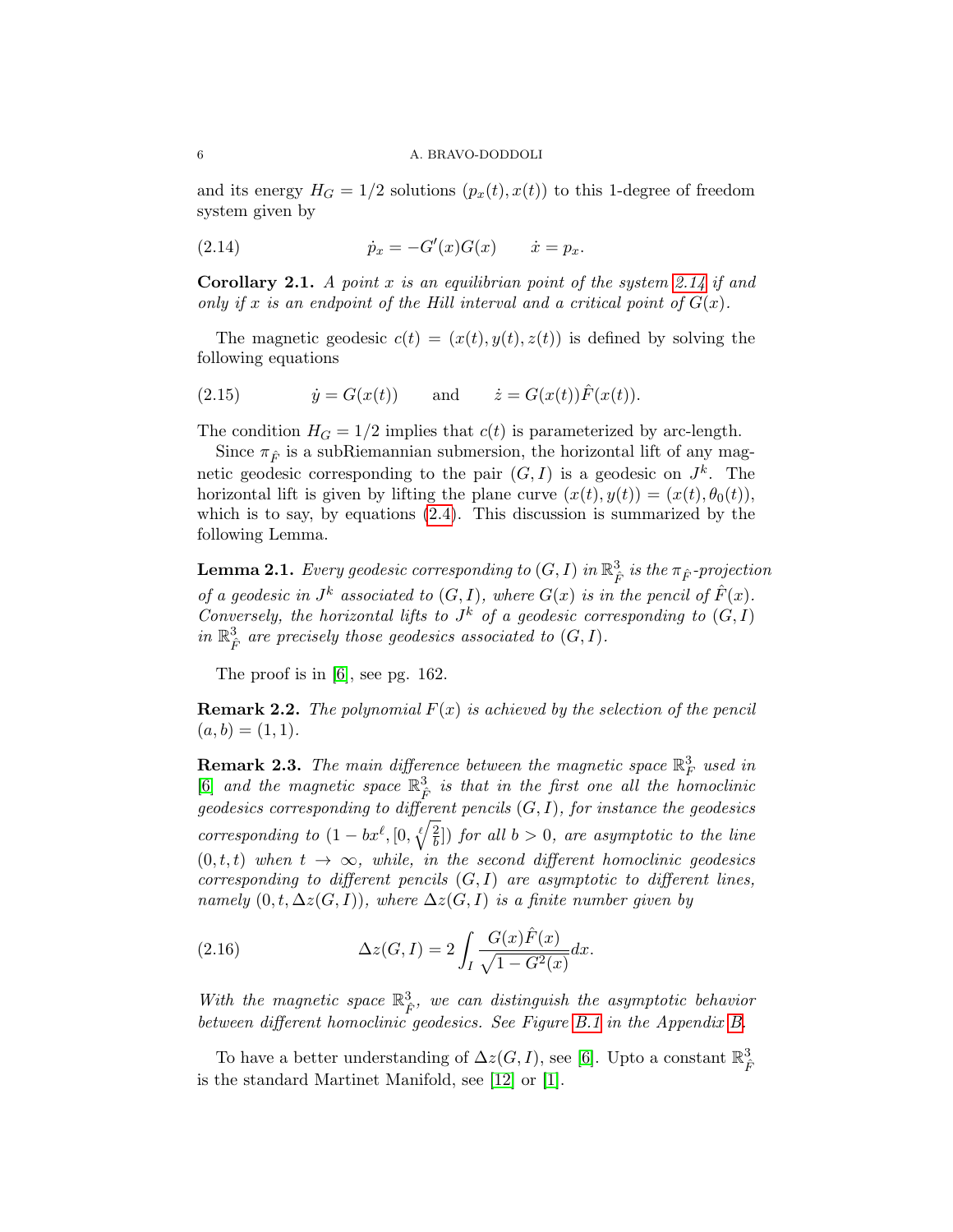and its energy $H_G = 1/2$ solutions $(p_x(t), x(t))$ to this 1-degree of freedom system given by

$$\dot{p}_x = -G'(x)G(x) \qquad \dot{x} = p_x. \tag{2.14}$$

**Corollary 2.1.** *A point $x$ is an equilibrian point of the system 2.14 if and only if $x$ is an endpoint of the Hill interval and a critical point of $G(x)$.*

The magnetic geodesic $c(t) = (x(t), y(t), z(t))$ is defined by solving the following equations

$$\dot{y} = G(x(t)) \qquad \text{and} \qquad \dot{z} = G(x(t))\hat{F}(x(t)). \tag{2.15}$$

The condition $H_G = 1/2$ implies that $c(t)$ is parameterized by arc-length.

Since $\pi_{\hat{F}}$ is a subRiemannian submersion, the horizontal lift of any magnetic geodesic corresponding to the pair $(G, I)$ is a geodesic on $J^k$. The horizontal lift is given by lifting the plane curve $(x(t), y(t)) = (x(t), \theta_0(t))$, which is to say, by equations (2.4). This discussion is summarized by the following Lemma.

**Lemma 2.1.** *Every geodesic corresponding to $(G, I)$ in $\mathbb{R}^3_{\hat{F}}$ is the $\pi_{\hat{F}}$-projection of a geodesic in $J^k$ associated to $(G, I)$, where $G(x)$ is in the pencil of $\hat{F}(x)$. Conversely, the horizontal lifts to $J^k$ of a geodesic corresponding to $(G, I)$ in $\mathbb{R}^3_{\hat{F}}$ are precisely those geodesics associated to $(G, I)$.*

The proof is in [6], see pg. 162.

**Remark 2.2.** *The polynomial $F(x)$ is achieved by the selection of the pencil $(a, b) = (1, 1)$.*

**Remark 2.3.** *The main difference between the magnetic space $\mathbb{R}^3_F$ used in [6] and the magnetic space $\mathbb{R}^3_{\hat{F}}$ is that in the first one all the homoclinic geodesics corresponding to different pencils $(G, I)$, for instance the geodesics corresponding to $(1 - bx^\ell, [0, \sqrt[\ell]{\frac{2}{b}}])$ for all $b > 0$, are asymptotic to the line $(0, t, t)$ when $t \to \infty$, while, in the second different homoclinic geodesics corresponding to different pencils $(G, I)$ are asymptotic to different lines, namely $(0, t, \Delta z(G, I))$, where $\Delta z(G, I)$ is a finite number given by*

$$\Delta z(G, I) = 2 \int_I \frac{G(x)\hat{F}(x)}{\sqrt{1 - G^2(x)}} dx. \tag{2.16}$$

*With the magnetic space $\mathbb{R}^3_{\hat{F}}$, we can distinguish the asymptotic behavior between different homoclinic geodesics. See Figure B.1 in the Appendix B.*

To have a better understanding of $\Delta z(G, I)$, see [6]. Upto a constant $\mathbb{R}^3_{\hat{F}}$ is the standard Martinet Manifold, see [12] or [1].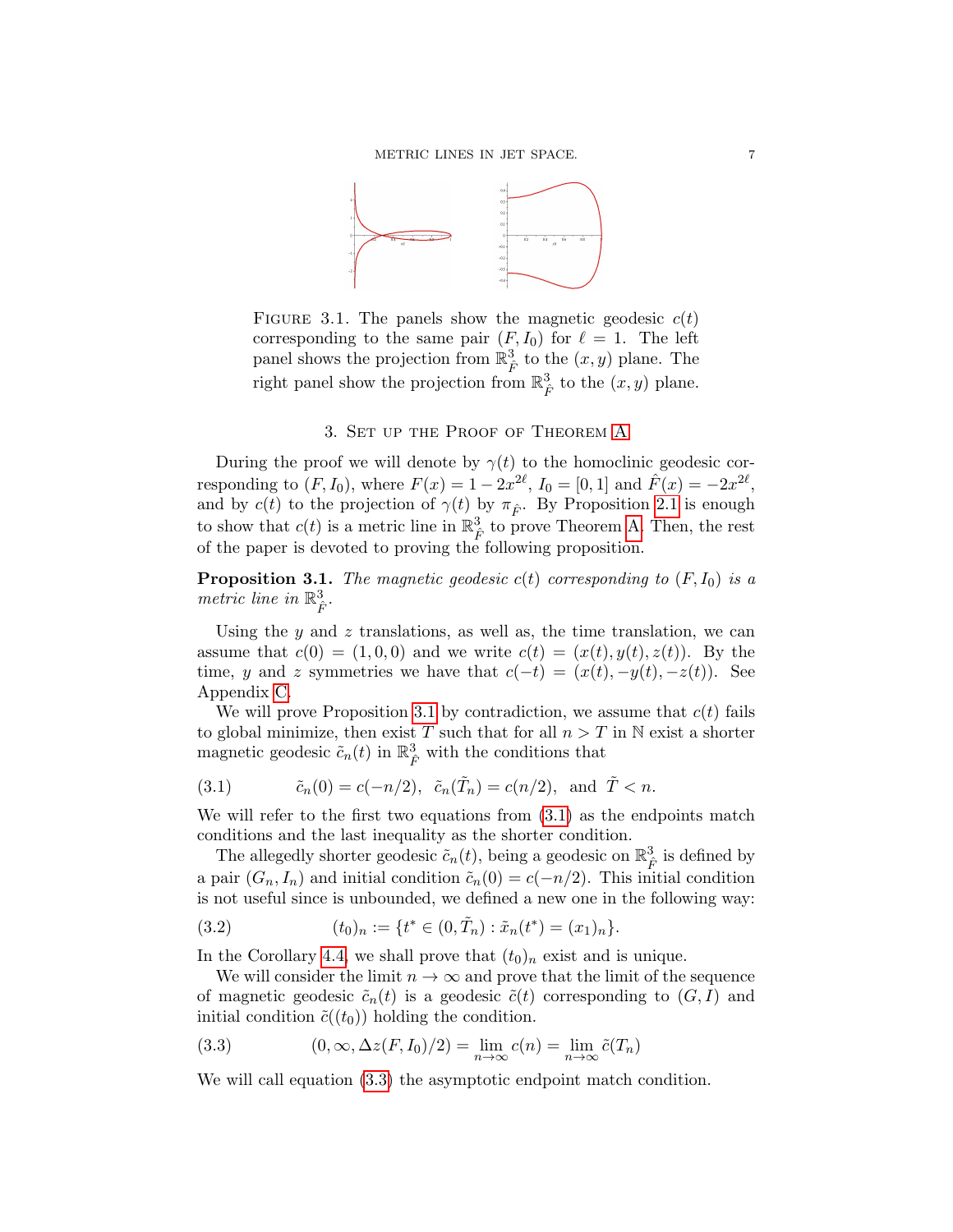FIGURE 3.1. The panels show the magnetic geodesic $c(t)$ corresponding to the same pair $(F, I_0)$ for $\ell = 1$. The left panel shows the projection from $\mathbb{R}^3_{\hat{F}}$ to the $(x, y)$ plane. The right panel show the projection from $\mathbb{R}^3_{\hat{F}}$ to the $(x, y)$ plane.

## 3. Set up the Proof of Theorem A

During the proof we will denote by $\gamma(t)$ to the homoclinic geodesic corresponding to $(F, I_0)$, where $F(x) = 1 - 2x^{2\ell}$, $I_0 = [0, 1]$ and $\hat{F}(x) = -2x^{2\ell}$, and by $c(t)$ to the projection of $\gamma(t)$ by $\pi_{\hat{F}}$. By Proposition 2.1 is enough to show that $c(t)$ is a metric line in $\mathbb{R}^3_{\hat{F}}$ to prove Theorem A. Then, the rest of the paper is devoted to proving the following proposition.

**Proposition 3.1.** *The magnetic geodesic $c(t)$ corresponding to $(F, I_0)$ is a metric line in $\mathbb{R}^3_{\hat{F}}$.*

Using the $y$ and $z$ translations, as well as, the time translation, we can assume that $c(0) = (1, 0, 0)$ and we write $c(t) = (x(t), y(t), z(t))$. By the time, $y$ and $z$ symmetries we have that $c(-t) = (x(t), -y(t), -z(t))$. See Appendix C.

We will prove Proposition 3.1 by contradiction, we assume that $c(t)$ fails to global minimize, then exist $T$ such that for all $n > T$ in $\mathbb{N}$ exist a shorter magnetic geodesic $\tilde{c}_n(t)$ in $\mathbb{R}^3_{\hat{F}}$ with the conditions that

$$\tilde{c}_n(0) = c(-n/2), \quad \tilde{c}_n(\tilde{T}_n) = c(n/2), \quad \text{and} \quad \tilde{T} < n. \tag{3.1}$$

We will refer to the first two equations from (3.1) as the endpoints match conditions and the last inequality as the shorter condition.

The allegedly shorter geodesic $\tilde{c}_n(t)$, being a geodesic on $\mathbb{R}^3_{\hat{F}}$ is defined by a pair $(G_n, I_n)$ and initial condition $\tilde{c}_n(0) = c(-n/2)$. This initial condition is not useful since is unbounded, we defined a new one in the following way:

$$(t_0)_n := \{t^* \in (0, \tilde{T}_n) : \tilde{x}_n(t^*) = (x_1)_n\}. \tag{3.2}$$

In the Corollary 4.4, we shall prove that $(t_0)_n$ exist and is unique.

We will consider the limit $n \to \infty$ and prove that the limit of the sequence of magnetic geodesic $\tilde{c}_n(t)$ is a geodesic $\tilde{c}(t)$ corresponding to $(G, I)$ and initial condition $\tilde{c}((t_0))$ holding the condition.

$$(0, \infty, \Delta z(F, I_0)/2) = \lim_{n\to\infty} c(n) = \lim_{n\to\infty} \tilde{c}(T_n) \tag{3.3}$$

We will call equation (3.3) the asymptotic endpoint match condition.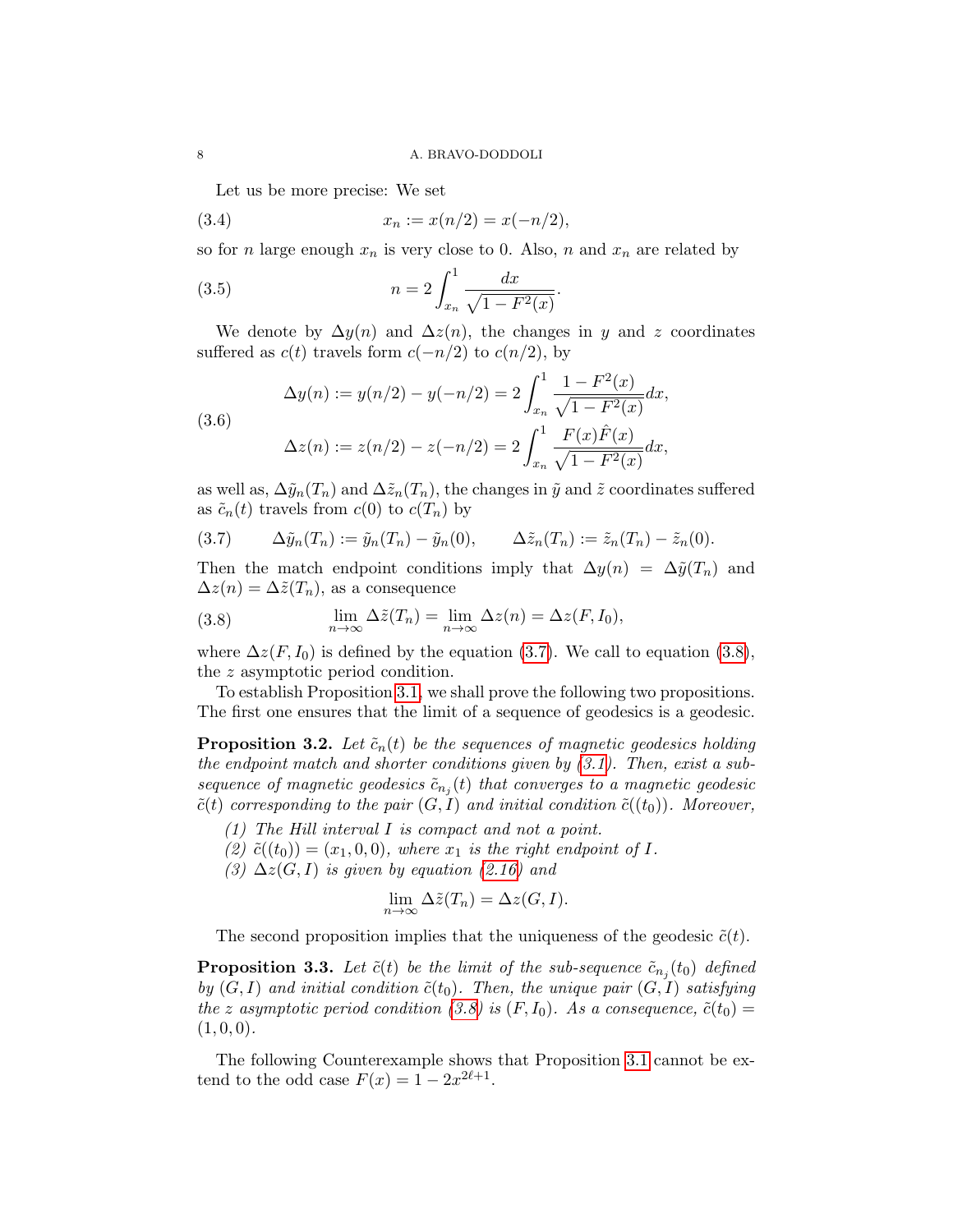Let us be more precise: We set

$$x_n := x(n/2) = x(-n/2), \tag{3.4}$$

so for $n$ large enough $x_n$ is very close to 0. Also, $n$ and $x_n$ are related by

$$n = 2\int_{x_n}^{1} \frac{dx}{\sqrt{1-F^2(x)}}. \tag{3.5}$$

We denote by $\Delta y(n)$ and $\Delta z(n)$, the changes in $y$ and $z$ coordinates suffered as $c(t)$ travels form $c(-n/2)$ to $c(n/2)$, by

$$\begin{aligned} \Delta y(n) &:= y(n/2) - y(-n/2) = 2\int_{x_n}^{1} \frac{1-F^2(x)}{\sqrt{1-F^2(x)}}dx, \\ \Delta z(n) &:= z(n/2) - z(-n/2) = 2\int_{x_n}^{1} \frac{F(x)\hat{F}(x)}{\sqrt{1-F^2(x)}}dx, \end{aligned} \tag{3.6}$$

as well as, $\Delta\tilde{y}_n(T_n)$ and $\Delta\tilde{z}_n(T_n)$, the changes in $\tilde{y}$ and $\tilde{z}$ coordinates suffered as $\tilde{c}_n(t)$ travels from $c(0)$ to $c(T_n)$ by

$$\Delta\tilde{y}_n(T_n) := \tilde{y}_n(T_n) - \tilde{y}_n(0), \qquad \Delta\tilde{z}_n(T_n) := \tilde{z}_n(T_n) - \tilde{z}_n(0). \tag{3.7}$$

Then the match endpoint conditions imply that $\Delta y(n) = \Delta\tilde{y}(T_n)$ and $\Delta z(n) = \Delta\tilde{z}(T_n)$, as a consequence

$$\lim_{n\to\infty} \Delta\tilde{z}(T_n) = \lim_{n\to\infty} \Delta z(n) = \Delta z(F, I_0), \tag{3.8}$$

where $\Delta z(F, I_0)$ is defined by the equation (3.7). We call to equation (3.8), the $z$ asymptotic period condition.

To establish Proposition 3.1, we shall prove the following two propositions. The first one ensures that the limit of a sequence of geodesics is a geodesic.

**Proposition 3.2.** *Let $\tilde{c}_n(t)$ be the sequences of magnetic geodesics holding the endpoint match and shorter conditions given by (3.1). Then, exist a sub-sequence of magnetic geodesics $\tilde{c}_{n_j}(t)$ that converges to a magnetic geodesic $\tilde{c}(t)$ corresponding to the pair $(G, I)$ and initial condition $\tilde{c}((t_0))$. Moreover,*

1. *The Hill interval $I$ is compact and not a point.*
2. *$\tilde{c}((t_0)) = (x_1, 0, 0)$, where $x_1$ is the right endpoint of $I$.*
3. *$\Delta z(G, I)$ is given by equation (2.16) and*

$$\lim_{n\to\infty} \Delta\tilde{z}(T_n) = \Delta z(G, I).$$

The second proposition implies that the uniqueness of the geodesic $\tilde{c}(t)$.

**Proposition 3.3.** *Let $\tilde{c}(t)$ be the limit of the sub-sequence $\tilde{c}_{n_j}(t_0)$ defined by $(G, I)$ and initial condition $\tilde{c}(t_0)$. Then, the unique pair $(G, I)$ satisfying the $z$ asymptotic period condition (3.8) is $(F, I_0)$. As a consequence, $\tilde{c}(t_0) = (1, 0, 0)$.*

The following Counterexample shows that Proposition 3.1 cannot be extend to the odd case $F(x) = 1 - 2x^{2\ell+1}$.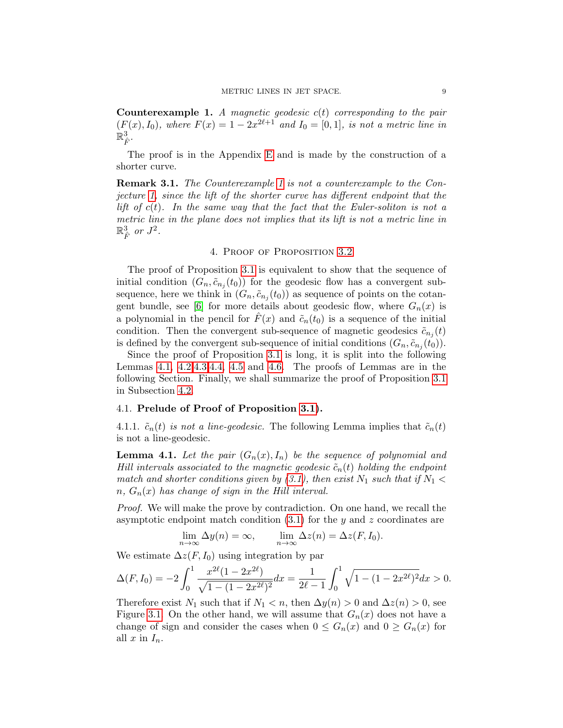**Counterexample 1.** *A magnetic geodesic $c(t)$ corresponding to the pair $(F(x), I_0)$, where $F(x) = 1 - 2x^{2\ell+1}$ and $I_0 = [0,1]$, is not a metric line in $\mathbb{R}^3_{\hat{F}}$.*

The proof is in the Appendix E and is made by the construction of a shorter curve.

**Remark 3.1.** *The Counterexample 1 is not a counterexample to the Conjecture 1, since the lift of the shorter curve has different endpoint that the lift of $c(t)$. In the same way that the fact that the Euler-soliton is not a metric line in the plane does not implies that its lift is not a metric line in $\mathbb{R}^3_{\hat{F}}$ or $J^2$.*

## 4. Proof of Proposition 3.2

The proof of Proposition 3.1 is equivalent to show that the sequence of initial condition $(G_n, \tilde{c}_{n_j}(t_0))$ for the geodesic flow has a convergent subsequence, here we think in $(G_n, \tilde{c}_{n_j}(t_0))$ as sequence of points on the cotangent bundle, see [6] for more details about geodesic flow, where $G_n(x)$ is a polynomial in the pencil for $\hat{F}(x)$ and $\tilde{c}_n(t_0)$ is a sequence of the initial condition. Then the convergent sub-sequence of magnetic geodesics $\tilde{c}_{n_j}(t)$ is defined by the convergent sub-sequence of initial conditions $(G_n, \tilde{c}_{n_j}(t_0))$.

Since the proof of Proposition 3.1 is long, it is split into the following Lemmas 4.1, 4.2 4.3 4.4, 4.5 and 4.6. The proofs of Lemmas are in the following Section. Finally, we shall summarize the proof of Proposition 3.1 in Subsection 4.2.

### 4.1. Prelude of Proof of Proposition 3.1).

4.1.1. *$\tilde{c}_n(t)$ is not a line-geodesic.* The following Lemma implies that $\tilde{c}_n(t)$ is not a line-geodesic.

**Lemma 4.1.** *Let the pair $(G_n(x), I_n)$ be the sequence of polynomial and Hill intervals associated to the magnetic geodesic $\tilde{c}_n(t)$ holding the endpoint match and shorter conditions given by (3.1), then exist $N_1$ such that if $N_1 < n$, $G_n(x)$ has change of sign in the Hill interval.*

*Proof.* We will make the prove by contradiction. On one hand, we recall the asymptotic endpoint match condition (3.1) for the $y$ and $z$ coordinates are

$$\lim_{n\to\infty} \Delta y(n) = \infty, \qquad \lim_{n\to\infty} \Delta z(n) = \Delta z(F, I_0).$$

We estimate $\Delta z(F, I_0)$ using integration by par

$$\Delta(F, I_0) = -2\int_0^1 \frac{x^{2\ell}(1-2x^{2\ell})}{\sqrt{1-(1-2x^{2\ell})^2}}dx = \frac{1}{2\ell-1}\int_0^1 \sqrt{1-(1-2x^{2\ell})^2}dx > 0.$$

Therefore exist $N_1$ such that if $N_1 < n$, then $\Delta y(n) > 0$ and $\Delta z(n) > 0$, see Figure 3.1. On the other hand, we will assume that $G_n(x)$ does not have a change of sign and consider the cases when $0 \leq G_n(x)$ and $0 \geq G_n(x)$ for all $x$ in $I_n$.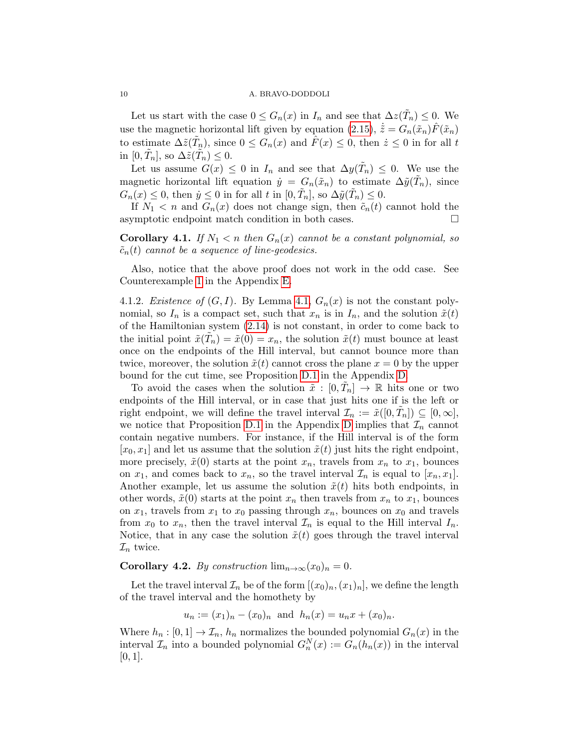Let us start with the case $0 \leq G_n(x)$ in $I_n$ and see that $\Delta z(\tilde{T}_n) \leq 0$. We use the magnetic horizontal lift given by equation (2.15), $\dot{\tilde{z}} = G_n(\tilde{x}_n)\hat{F}(\tilde{x}_n)$ to estimate $\Delta\tilde{z}(\tilde{T}_n)$, since $0 \leq G_n(x)$ and $\hat{F}(x) \leq 0$, then $\dot{z} \leq 0$ in for all $t$ in $[0, \tilde{T}_n]$, so $\Delta\tilde{z}(\tilde{T}_n) \leq 0$.

Let us assume $G(x) \leq 0$ in $I_n$ and see that $\Delta y(\tilde{T}_n) \leq 0$. We use the magnetic horizontal lift equation $\dot{y} = G_n(\tilde{x}_n)$ to estimate $\Delta\tilde{y}(\tilde{T}_n)$, since $G_n(x) \leq 0$, then $\dot{y} \leq 0$ in for all $t$ in $[0, \tilde{T}_n]$, so $\Delta\tilde{y}(\tilde{T}_n) \leq 0$.

If $N_1 < n$ and $G_n(x)$ does not change sign, then $\tilde{c}_n(t)$ cannot hold the asymptotic endpoint match condition in both cases. □

**Corollary 4.1.** *If $N_1 < n$ then $G_n(x)$ cannot be a constant polynomial, so $\tilde{c}_n(t)$ cannot be a sequence of line-geodesics.*

Also, notice that the above proof does not work in the odd case. See Counterexample 1 in the Appendix E.

4.1.2. *Existence of $(G, I)$.* By Lemma 4.1, $G_n(x)$ is not the constant polynomial, so $I_n$ is a compact set, such that $x_n$ is in $I_n$, and the solution $\tilde{x}(t)$ of the Hamiltonian system (2.14) is not constant, in order to come back to the initial point $\tilde{x}(\tilde{T}_n) = \tilde{x}(0) = x_n$, the solution $\tilde{x}(t)$ must bounce at least once on the endpoints of the Hill interval, but cannot bounce more than twice, moreover, the solution $\tilde{x}(t)$ cannot cross the plane $x = 0$ by the upper bound for the cut time, see Proposition D.1 in the Appendix D.

To avoid the cases when the solution $\tilde{x} : [0, \tilde{T}_n] \to \mathbb{R}$ hits one or two endpoints of the Hill interval, or in case that just hits one if is the left or right endpoint, we will define the travel interval $\mathcal{I}_n := \tilde{x}([0, \tilde{T}_n]) \subseteq [0, \infty]$, we notice that Proposition D.1 in the Appendix D implies that $\mathcal{I}_n$ cannot contain negative numbers. For instance, if the Hill interval is of the form $[x_0, x_1]$ and let us assume that the solution $\tilde{x}(t)$ just hits the right endpoint, more precisely, $\tilde{x}(0)$ starts at the point $x_n$, travels from $x_n$ to $x_1$, bounces on $x_1$, and comes back to $x_n$, so the travel interval $\mathcal{I}_n$ is equal to $[x_n, x_1]$. Another example, let us assume the solution $\tilde{x}(t)$ hits both endpoints, in other words, $\tilde{x}(0)$ starts at the point $x_n$ then travels from $x_n$ to $x_1$, bounces on $x_1$, travels from $x_1$ to $x_0$ passing through $x_n$, bounces on $x_0$ and travels from $x_0$ to $x_n$, then the travel interval $\mathcal{I}_n$ is equal to the Hill interval $I_n$. Notice, that in any case the solution $\tilde{x}(t)$ goes through the travel interval $\mathcal{I}_n$ twice.

**Corollary 4.2.** *By construction $\lim_{n\to\infty}(x_0)_n = 0$.*

Let the travel interval $\mathcal{I}_n$ be of the form $[(x_0)_n, (x_1)_n]$, we define the length of the travel interval and the homothety by

$$u_n := (x_1)_n - (x_0)_n \text{ and } h_n(x) = u_n x + (x_0)_n.$$

Where $h_n : [0, 1] \to \mathcal{I}_n$, $h_n$ normalizes the bounded polynomial $G_n(x)$ in the interval $\mathcal{I}_n$ into a bounded polynomial $G_n^N(x) := G_n(h_n(x))$ in the interval $[0, 1]$.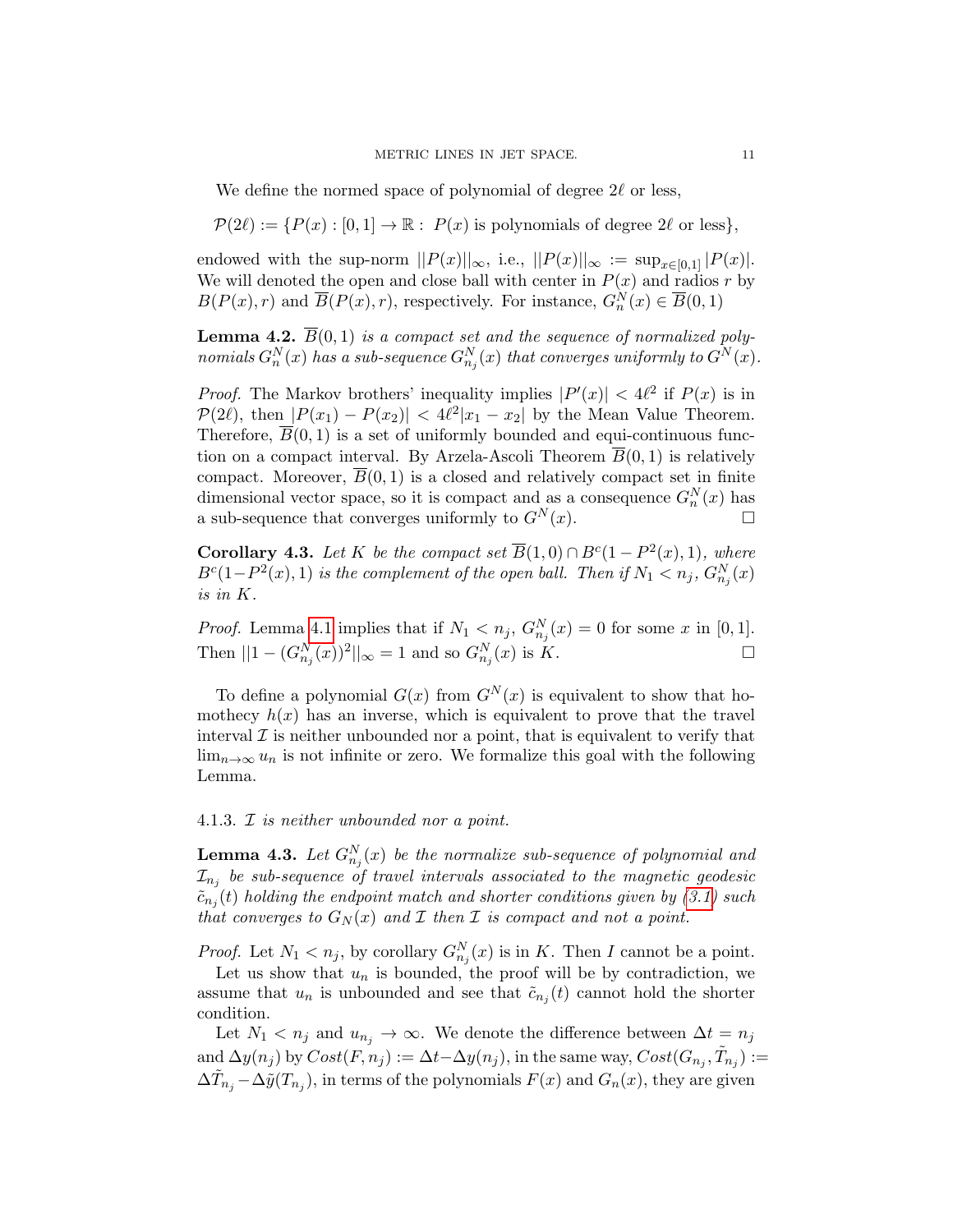We define the normed space of polynomial of degree $2\ell$ or less,

$$\mathcal{P}(2\ell) := \{P(x) : [0,1] \to \mathbb{R} : \ P(x) \text{ is polynomials of degree } 2\ell \text{ or less}\},$$

endowed with the sup-norm $||P(x)||_\infty$, i.e., $||P(x)||_\infty := \sup_{x\in[0,1]} |P(x)|$. We will denoted the open and close ball with center in $P(x)$ and radios $r$ by $B(P(x), r)$ and $\overline{B}(P(x), r)$, respectively. For instance, $G_n^N(x) \in \overline{B}(0, 1)$

**Lemma 4.2.** *$\overline{B}(0,1)$ is a compact set and the sequence of normalized polynomials $G_n^N(x)$ has a sub-sequence $G_{n_j}^N(x)$ that converges uniformly to $G^N(x)$.*

*Proof.* The Markov brothers' inequality implies $|P'(x)| < 4\ell^2$ if $P(x)$ is in $\mathcal{P}(2\ell)$, then $|P(x_1) - P(x_2)| < 4\ell^2|x_1 - x_2|$ by the Mean Value Theorem. Therefore, $\overline{B}(0,1)$ is a set of uniformly bounded and equi-continuous function on a compact interval. By Arzela-Ascoli Theorem $\overline{B}(0,1)$ is relatively compact. Moreover, $\overline{B}(0,1)$ is a closed and relatively compact set in finite dimensional vector space, so it is compact and as a consequence $G_n^N(x)$ has a sub-sequence that converges uniformly to $G^N(x)$. □

**Corollary 4.3.** *Let $K$ be the compact set $\overline{B}(1,0) \cap B^c(1 - P^2(x), 1)$, where $B^c(1-P^2(x), 1)$ is the complement of the open ball. Then if $N_1 < n_j$, $G_{n_j}^N(x)$ is in $K$.*

*Proof.* Lemma 4.1 implies that if $N_1 < n_j$, $G_{n_j}^N(x) = 0$ for some $x$ in $[0,1]$. Then $||1 - (G_{n_j}^N(x))^2||_\infty = 1$ and so $G_{n_j}^N(x)$ is $K$. □

To define a polynomial $G(x)$ from $G^N(x)$ is equivalent to show that homothecy $h(x)$ has an inverse, which is equivalent to prove that the travel interval $\mathcal{I}$ is neither unbounded nor a point, that is equivalent to verify that $\lim_{n\to\infty} u_n$ is not infinite or zero. We formalize this goal with the following Lemma.

4.1.3. *$\mathcal{I}$ is neither unbounded nor a point.*

**Lemma 4.3.** *Let $G_{n_j}^N(x)$ be the normalize sub-sequence of polynomial and $\mathcal{I}_{n_j}$ be sub-sequence of travel intervals associated to the magnetic geodesic $\tilde{c}_{n_j}(t)$ holding the endpoint match and shorter conditions given by (3.1) such that converges to $G_N(x)$ and $\mathcal{I}$ then $\mathcal{I}$ is compact and not a point.*

*Proof.* Let $N_1 < n_j$, by corollary $G_{n_j}^N(x)$ is in $K$. Then $I$ cannot be a point.

Let us show that $u_n$ is bounded, the proof will be by contradiction, we assume that $u_n$ is unbounded and see that $\tilde{c}_{n_j}(t)$ cannot hold the shorter condition.

Let $N_1 < n_j$ and $u_{n_j} \to \infty$. We denote the difference between $\Delta t = n_j$ and $\Delta y(n_j)$ by $Cost(F, n_j) := \Delta t - \Delta y(n_j)$, in the same way, $Cost(G_{n_j}, \tilde{T}_{n_j}) := \Delta\tilde{T}_{n_j} - \Delta\tilde{y}(T_{n_j})$, in terms of the polynomials $F(x)$ and $G_n(x)$, they are given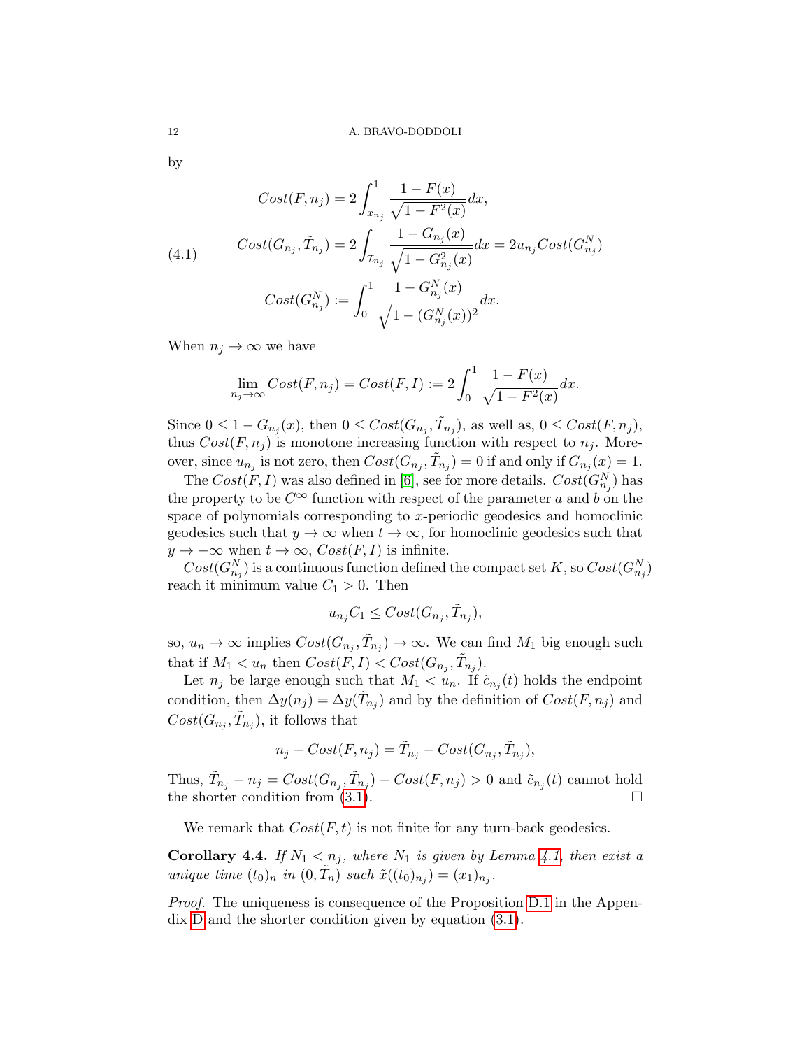by

$$
\begin{aligned}
Cost(F, n_j) &= 2\int_{x_{n_j}}^{1} \frac{1-F(x)}{\sqrt{1-F^2(x)}}dx, \\
Cost(G_{n_j}, \tilde{T}_{n_j}) &= 2\int_{\mathcal{I}_{n_j}} \frac{1-G_{n_j}(x)}{\sqrt{1-G_{n_j}^2(x)}}dx = 2u_{n_j} Cost(G_{n_j}^N) \\
Cost(G_{n_j}^N) &:= \int_0^1 \frac{1-G_{n_j}^N(x)}{\sqrt{1-(G_{n_j}^N(x))^2}}dx.
\end{aligned}
\tag{4.1}
$$

When $n_j \to \infty$ we have

$$
\lim_{n_j \to \infty} Cost(F, n_j) = Cost(F, I) := 2\int_0^1 \frac{1-F(x)}{\sqrt{1-F^2(x)}}dx.
$$

Since $0 \leq 1 - G_{n_j}(x)$, then $0 \leq Cost(G_{n_j}, \tilde{T}_{n_j})$, as well as, $0 \leq Cost(F, n_j)$, thus $Cost(F, n_j)$ is monotone increasing function with respect to $n_j$. Moreover, since $u_{n_j}$ is not zero, then $Cost(G_{n_j}, \tilde{T}_{n_j}) = 0$ if and only if $G_{n_j}(x) = 1$.

The $Cost(F, I)$ was also defined in [6], see for more details. $Cost(G_{n_j}^N)$ has the property to be $C^\infty$ function with respect of the parameter $a$ and $b$ on the space of polynomials corresponding to $x$-periodic geodesics and homoclinic geodesics such that $y \to \infty$ when $t \to \infty$, for homoclinic geodesics such that $y \to -\infty$ when $t \to \infty$, $Cost(F, I)$ is infinite.

$Cost(G_{n_j}^N)$ is a continuous function defined the compact set $K$, so $Cost(G_{n_j}^N)$ reach it minimum value $C_1 > 0$. Then

$$
u_{n_j} C_1 \leq Cost(G_{n_j}, \tilde{T}_{n_j}),
$$

so, $u_n \to \infty$ implies $Cost(G_{n_j}, \tilde{T}_{n_j}) \to \infty$. We can find $M_1$ big enough such that if $M_1 < u_n$ then $Cost(F, I) < Cost(G_{n_j}, \tilde{T}_{n_j})$.

Let $n_j$ be large enough such that $M_1 < u_n$. If $\tilde{c}_{n_j}(t)$ holds the endpoint condition, then $\Delta y(n_j) = \Delta y(\tilde{T}_{n_j})$ and by the definition of $Cost(F, n_j)$ and $Cost(G_{n_j}, \tilde{T}_{n_j})$, it follows that

$$
n_j - Cost(F, n_j) = \tilde{T}_{n_j} - Cost(G_{n_j}, \tilde{T}_{n_j}),
$$

Thus, $\tilde{T}_{n_j} - n_j = Cost(G_{n_j}, \tilde{T}_{n_j}) - Cost(F, n_j) > 0$ and $\tilde{c}_{n_j}(t)$ cannot hold the shorter condition from (3.1). ∎

We remark that $Cost(F, t)$ is not finite for any turn-back geodesics.

**Corollary 4.4.** *If $N_1 < n_j$, where $N_1$ is given by Lemma 4.1, then exist a unique time $(t_0)_n$ in $(0, \tilde{T}_n)$ such $\tilde{x}((t_0)_{n_j}) = (x_1)_{n_j}$.*

*Proof.* The uniqueness is consequence of the Proposition D.1 in the Appendix D and the shorter condition given by equation (3.1).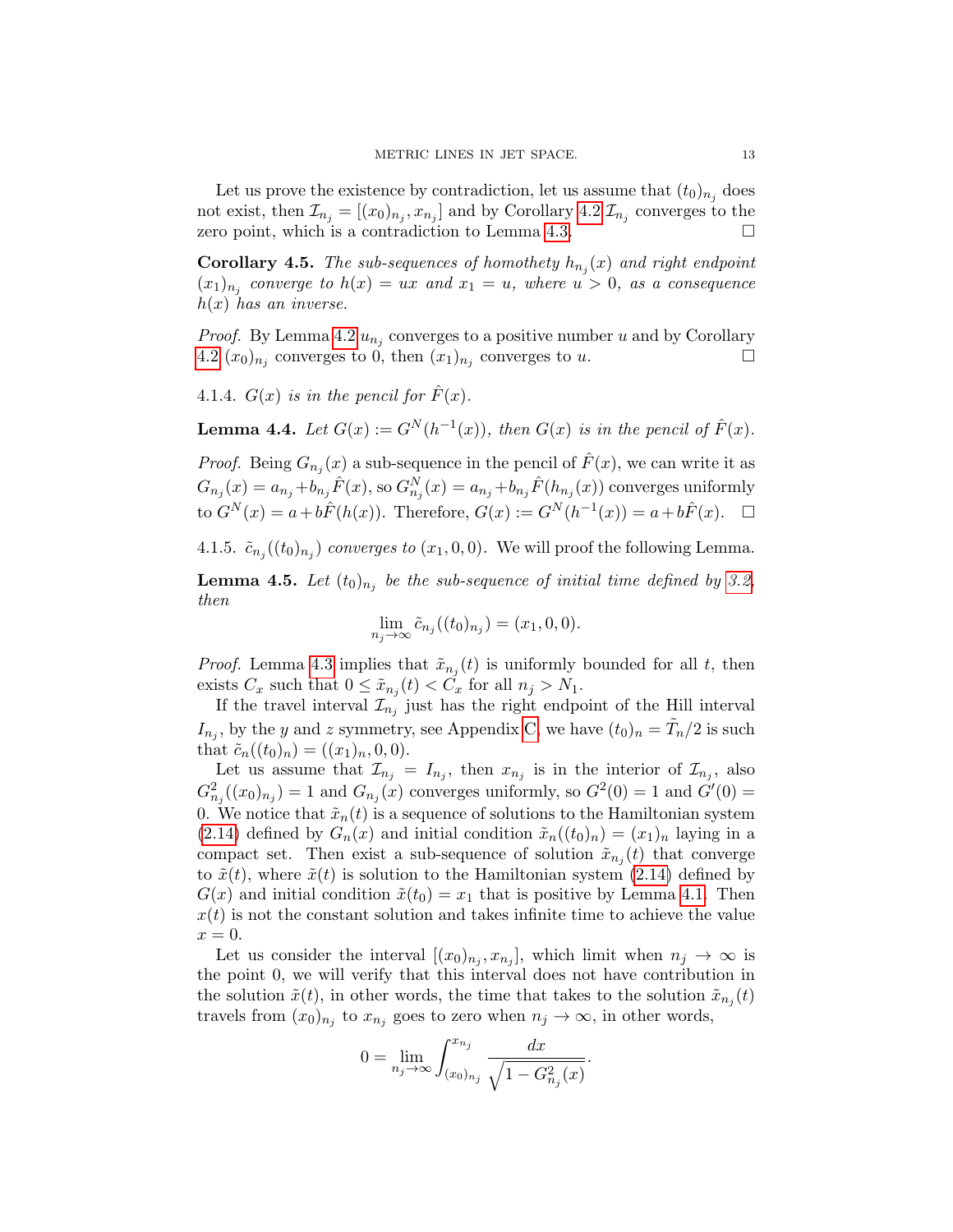Let us prove the existence by contradiction, let us assume that $(t_0)_{n_j}$ does not exist, then $\mathcal{I}_{n_j} = [(x_0)_{n_j}, x_{n_j}]$ and by Corollary 4.2 $\mathcal{I}_{n_j}$ converges to the zero point, which is a contradiction to Lemma 4.3. □

**Corollary 4.5.** *The sub-sequences of homothety $h_{n_j}(x)$ and right endpoint $(x_1)_{n_j}$ converge to $h(x) = ux$ and $x_1 = u$, where $u > 0$, as a consequence $h(x)$ has an inverse.*

*Proof.* By Lemma 4.2 $u_{n_j}$ converges to a positive number $u$ and by Corollary 4.2 $(x_0)_{n_j}$ converges to 0, then $(x_1)_{n_j}$ converges to $u$. □

4.1.4. *$G(x)$ is in the pencil for $\hat{F}(x)$.*

**Lemma 4.4.** *Let $G(x) := G^N(h^{-1}(x))$, then $G(x)$ is in the pencil of $\hat{F}(x)$.*

*Proof.* Being $G_{n_j}(x)$ a sub-sequence in the pencil of $\hat{F}(x)$, we can write it as $G_{n_j}(x) = a_{n_j} + b_{n_j}\hat{F}(x)$, so $G^N_{n_j}(x) = a_{n_j} + b_{n_j}\hat{F}(h_{n_j}(x))$ converges uniformly to $G^N(x) = a + b\hat{F}(h(x))$. Therefore, $G(x) := G^N(h^{-1}(x)) = a + b\hat{F}(x)$. □

4.1.5. *$\tilde{c}_{n_j}((t_0)_{n_j})$ converges to $(x_1, 0, 0)$.* We will proof the following Lemma.

**Lemma 4.5.** *Let $(t_0)_{n_j}$ be the sub-sequence of initial time defined by 3.2, then*

$$\lim_{n_j \to \infty} \tilde{c}_{n_j}((t_0)_{n_j}) = (x_1, 0, 0).$$

*Proof.* Lemma 4.3 implies that $\tilde{x}_{n_j}(t)$ is uniformly bounded for all $t$, then exists $C_x$ such that $0 \leq \tilde{x}_{n_j}(t) < C_x$ for all $n_j > N_1$.

If the travel interval $\mathcal{I}_{n_j}$ just has the right endpoint of the Hill interval $I_{n_j}$, by the $y$ and $z$ symmetry, see Appendix C, we have $(t_0)_n = \tilde{T}_n/2$ is such that $\tilde{c}_n((t_0)_n) = ((x_1)_n, 0, 0)$.

Let us assume that $\mathcal{I}_{n_j} = I_{n_j}$, then $x_{n_j}$ is in the interior of $\mathcal{I}_{n_j}$, also $G^2_{n_j}((x_0)_{n_j}) = 1$ and $G_{n_j}(x)$ converges uniformly, so $G^2(0) = 1$ and $G'(0) = 0$. We notice that $\tilde{x}_n(t)$ is a sequence of solutions to the Hamiltonian system (2.14) defined by $G_n(x)$ and initial condition $\tilde{x}_n((t_0)_n) = (x_1)_n$ laying in a compact set. Then exist a sub-sequence of solution $\tilde{x}_{n_j}(t)$ that converge to $\tilde{x}(t)$, where $\tilde{x}(t)$ is solution to the Hamiltonian system (2.14) defined by $G(x)$ and initial condition $\tilde{x}(t_0) = x_1$ that is positive by Lemma 4.1. Then $x(t)$ is not the constant solution and takes infinite time to achieve the value $x = 0$.

Let us consider the interval $[(x_0)_{n_j}, x_{n_j}]$, which limit when $n_j \to \infty$ is the point 0, we will verify that this interval does not have contribution in the solution $\tilde{x}(t)$, in other words, the time that takes to the solution $\tilde{x}_{n_j}(t)$ travels from $(x_0)_{n_j}$ to $x_{n_j}$ goes to zero when $n_j \to \infty$, in other words,

$$0 = \lim_{n_j \to \infty} \int_{(x_0)_{n_j}}^{x_{n_j}} \frac{dx}{\sqrt{1 - G^2_{n_j}(x)}}.$$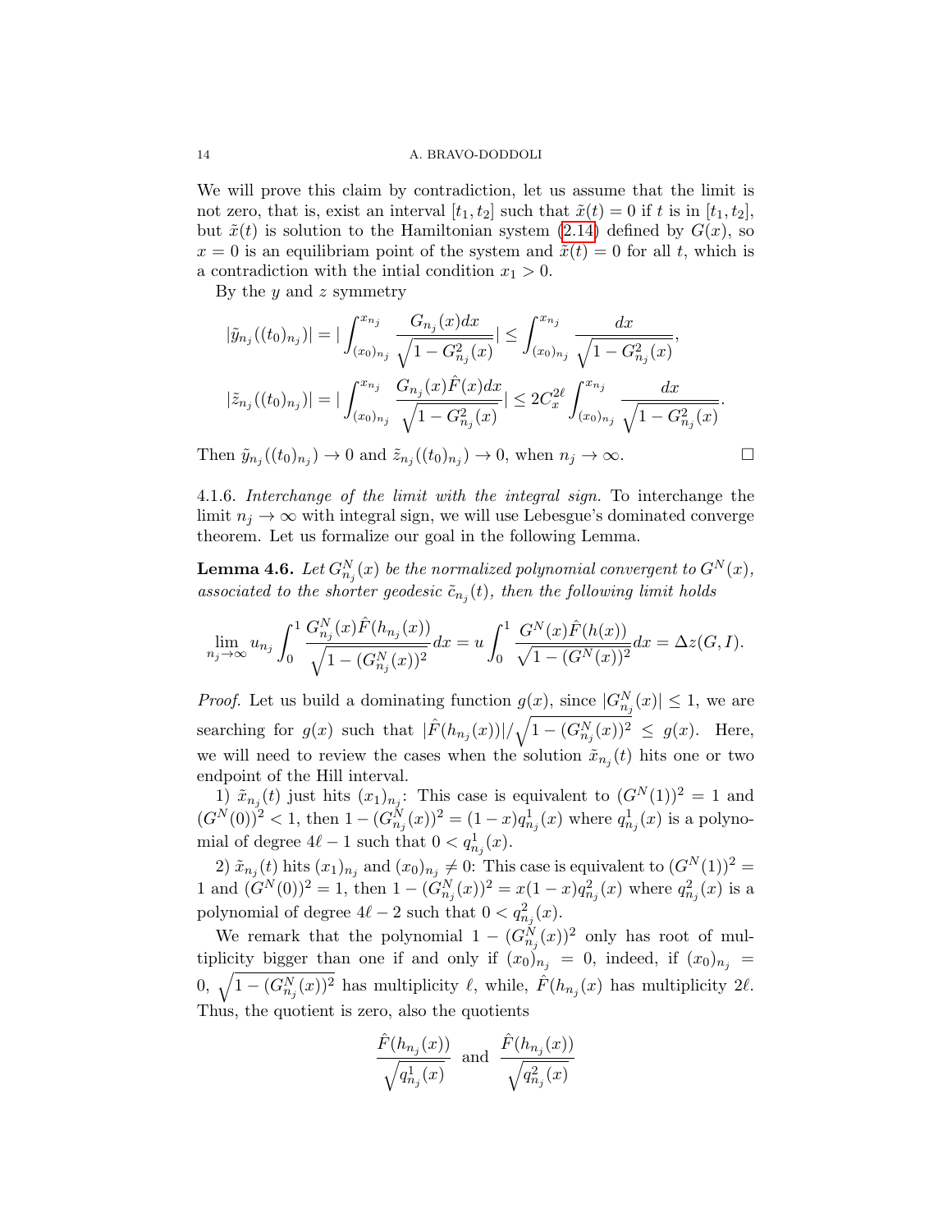We will prove this claim by contradiction, let us assume that the limit is not zero, that is, exist an interval $[t_1, t_2]$ such that $\tilde{x}(t) = 0$ if $t$ is in $[t_1, t_2]$, but $\tilde{x}(t)$ is solution to the Hamiltonian system (2.14) defined by $G(x)$, so $x = 0$ is an equilibriam point of the system and $\tilde{x}(t) = 0$ for all $t$, which is a contradiction with the intial condition $x_1 > 0$.

By the $y$ and $z$ symmetry

$$
|\tilde{y}_{n_j}((t_0)_{n_j})| = |\int_{(x_0)_{n_j}}^{x_{n_j}} \frac{G_{n_j}(x)dx}{\sqrt{1 - G^2_{n_j}(x)}}| \leq \int_{(x_0)_{n_j}}^{x_{n_j}} \frac{dx}{\sqrt{1 - G^2_{n_j}(x)}},
$$

$$
|\tilde{z}_{n_j}((t_0)_{n_j})| = |\int_{(x_0)_{n_j}}^{x_{n_j}} \frac{G_{n_j}(x)\hat{F}(x)dx}{\sqrt{1 - G^2_{n_j}(x)}}| \leq 2C_x^{2\ell} \int_{(x_0)_{n_j}}^{x_{n_j}} \frac{dx}{\sqrt{1 - G^2_{n_j}(x)}}.
$$

Then $\tilde{y}_{n_j}((t_0)_{n_j}) \to 0$ and $\tilde{z}_{n_j}((t_0)_{n_j}) \to 0$, when $n_j \to \infty$. □

4.1.6. *Interchange of the limit with the integral sign.* To interchange the limit $n_j \to \infty$ with integral sign, we will use Lebesgue's dominated converge theorem. Let us formalize our goal in the following Lemma.

**Lemma 4.6.** *Let $G^N_{n_j}(x)$ be the normalized polynomial convergent to $G^N(x)$, associated to the shorter geodesic $\tilde{c}_{n_j}(t)$, then the following limit holds*

$$
\lim_{n_j \to \infty} u_{n_j} \int_0^1 \frac{G^N_{n_j}(x)\hat{F}(h_{n_j}(x))}{\sqrt{1 - (G^N_{n_j}(x))^2}} dx = u \int_0^1 \frac{G^N(x)\hat{F}(h(x))}{\sqrt{1 - (G^N(x))^2}} dx = \Delta z(G, I).
$$

*Proof.* Let us build a dominating function $g(x)$, since $|G^N_{n_j}(x)| \leq 1$, we are searching for $g(x)$ such that $|\hat{F}(h_{n_j}(x))|/\sqrt{1 - (G^N_{n_j}(x))^2} \leq g(x)$. Here, we will need to review the cases when the solution $\tilde{x}_{n_j}(t)$ hits one or two endpoint of the Hill interval.

1) $\tilde{x}_{n_j}(t)$ just hits $(x_1)_{n_j}$: This case is equivalent to $(G^N(1))^2 = 1$ and $(G^N(0))^2 < 1$, then $1 - (G^N_{n_j}(x))^2 = (1 - x)q^1_{n_j}(x)$ where $q^1_{n_j}(x)$ is a polynomial of degree $4\ell - 1$ such that $0 < q^1_{n_j}(x)$.

2) $\tilde{x}_{n_j}(t)$ hits $(x_1)_{n_j}$ and $(x_0)_{n_j} \neq 0$: This case is equivalent to $(G^N(1))^2 = 1$ and $(G^N(0))^2 = 1$, then $1 - (G^N_{n_j}(x))^2 = x(1 - x)q^2_{n_j}(x)$ where $q^2_{n_j}(x)$ is a polynomial of degree $4\ell - 2$ such that $0 < q^2_{n_j}(x)$.

We remark that the polynomial $1 - (G^N_{n_j}(x))^2$ only has root of multiplicity bigger than one if and only if $(x_0)_{n_j} = 0$, indeed, if $(x_0)_{n_j} = 0$, $\sqrt{1 - (G^N_{n_j}(x))^2}$ has multiplicity $\ell$, while, $\hat{F}(h_{n_j}(x)$ has multiplicity $2\ell$. Thus, the quotient is zero, also the quotients

$$
\frac{\hat{F}(h_{n_j}(x))}{\sqrt{q^1_{n_j}(x)}} \text{ and } \frac{\hat{F}(h_{n_j}(x))}{\sqrt{q^2_{n_j}(x)}}
$$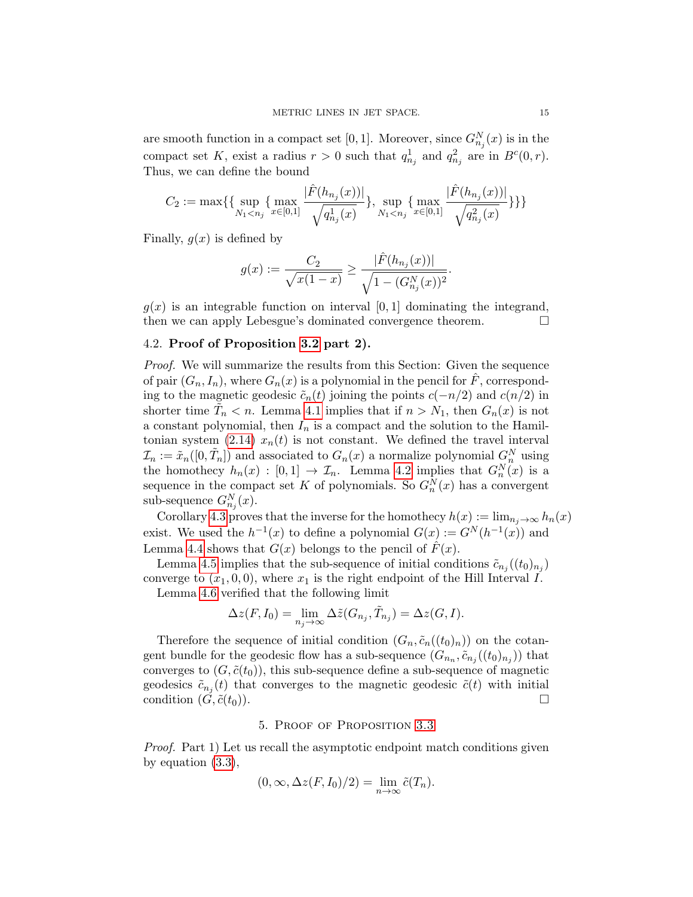are smooth function in a compact set $[0,1]$. Moreover, since $G^N_{n_j}(x)$ is in the compact set $K$, exist a radius $r > 0$ such that $q^1_{n_j}$ and $q^2_{n_j}$ are in $B^c(0,r)$. Thus, we can define the bound

$$C_2 := \max\{\{\sup_{N_1<n_j}\{\max_{x\in[0,1]} \frac{|\hat{F}(h_{n_j}(x))|}{\sqrt{q^1_{n_j}(x)}}\}, \sup_{N_1<n_j}\{\max_{x\in[0,1]} \frac{|\hat{F}(h_{n_j}(x))|}{\sqrt{q^2_{n_j}(x)}}\}\}\}$$

Finally, $g(x)$ is defined by

$$g(x) := \frac{C_2}{\sqrt{x(1-x)}} \geq \frac{|\hat{F}(h_{n_j}(x))|}{\sqrt{1-(G^N_{n_j}(x))^2}}.$$

$g(x)$ is an integrable function on interval $[0,1]$ dominating the integrand, then we can apply Lebesgue's dominated convergence theorem. □

## 4.2. **Proof of Proposition 3.2 part 2).**

*Proof.* We will summarize the results from this Section: Given the sequence of pair $(G_n, I_n)$, where $G_n(x)$ is a polynomial in the pencil for $\hat{F}$, corresponding to the magnetic geodesic $\tilde{c}_n(t)$ joining the points $c(-n/2)$ and $c(n/2)$ in shorter time $\tilde{T}_n < n$. Lemma 4.1 implies that if $n > N_1$, then $G_n(x)$ is not a constant polynomial, then $I_n$ is a compact and the solution to the Hamiltonian system (2.14) $x_n(t)$ is not constant. We defined the travel interval $\mathcal{I}_n := \tilde{x}_n([0,\tilde{T}_n])$ and associated to $G_n(x)$ a normalize polynomial $G^N_n$ using the homothecy $h_n(x) : [0,1] \to \mathcal{I}_n$. Lemma 4.2 implies that $G^N_n(x)$ is a sequence in the compact set $K$ of polynomials. So $G^N_n(x)$ has a convergent sub-sequence $G^N_{n_j}(x)$.

Corollary 4.3 proves that the inverse for the homothecy $h(x) := \lim_{n_j\to\infty} h_n(x)$ exist. We used the $h^{-1}(x)$ to define a polynomial $G(x) := G^N(h^{-1}(x))$ and Lemma 4.4 shows that $G(x)$ belongs to the pencil of $\hat{F}(x)$.

Lemma 4.5 implies that the sub-sequence of initial conditions $\tilde{c}_{n_j}((t_0)_{n_j})$ converge to $(x_1, 0, 0)$, where $x_1$ is the right endpoint of the Hill Interval $I$.

Lemma 4.6 verified that the following limit

$$\Delta z(F, I_0) = \lim_{n_j\to\infty} \Delta\tilde{z}(G_{n_j}, \tilde{T}_{n_j}) = \Delta z(G, I).$$

Therefore the sequence of initial condition $(G_n, \tilde{c}_n((t_0)_n))$ on the cotangent bundle for the geodesic flow has a sub-sequence $(G_{n_n}, \tilde{c}_{n_j}((t_0)_{n_j}))$ that converges to $(G, \tilde{c}(t_0))$, this sub-sequence define a sub-sequence of magnetic geodesics $\tilde{c}_{n_j}(t)$ that converges to the magnetic geodesic $\tilde{c}(t)$ with initial condition $(G, \tilde{c}(t_0))$. □

# 5. Proof of Proposition 3.3

*Proof.* Part 1) Let us recall the asymptotic endpoint match conditions given by equation (3.3),

$$(0, \infty, \Delta z(F, I_0)/2) = \lim_{n\to\infty} \tilde{c}(T_n).$$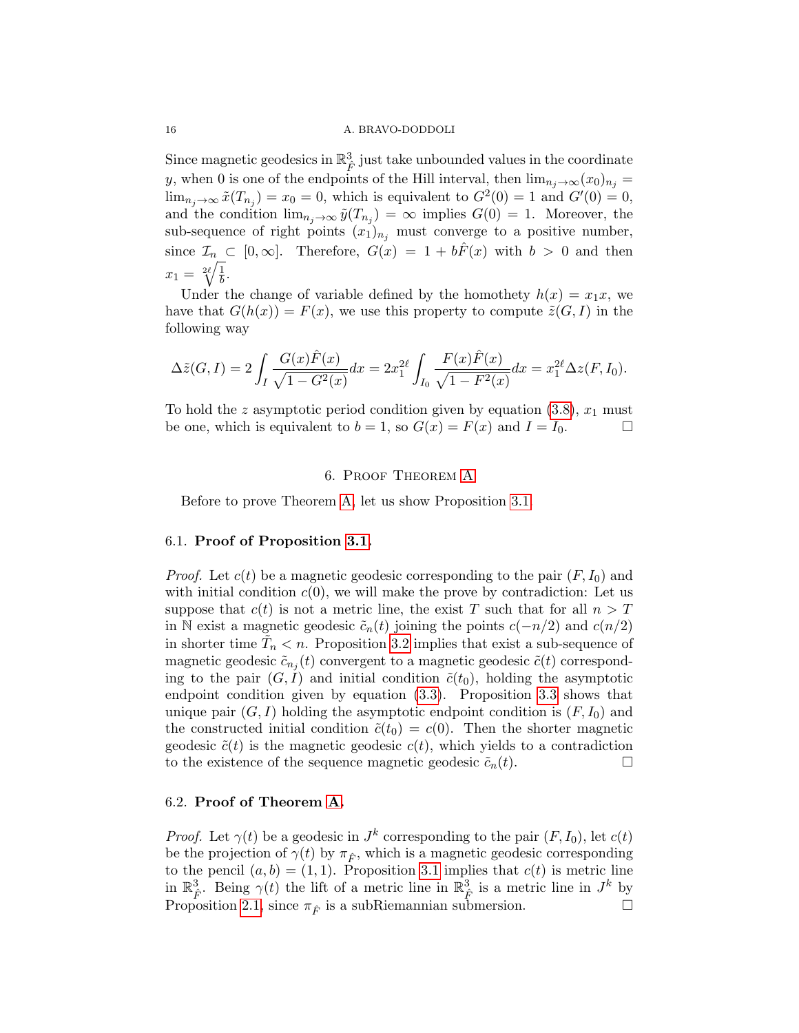Since magnetic geodesics in $\mathbb{R}^3_{\hat{F}}$ just take unbounded values in the coordinate $y$, when 0 is one of the endpoints of the Hill interval, then $\lim_{n_j \to \infty} (x_0)_{n_j} = \lim_{n_j \to \infty} \tilde{x}(T_{n_j}) = x_0 = 0$, which is equivalent to $G^2(0) = 1$ and $G'(0) = 0$, and the condition $\lim_{n_j \to \infty} \tilde{y}(T_{n_j}) = \infty$ implies $G(0) = 1$. Moreover, the sub-sequence of right points $(x_1)_{n_j}$ must converge to a positive number, since $\mathcal{I}_n \subset [0, \infty]$. Therefore, $G(x) = 1 + b\hat{F}(x)$ with $b > 0$ and then $x_1 = \sqrt[2\ell]{\frac{1}{b}}$.

Under the change of variable defined by the homothety $h(x) = x_1 x$, we have that $G(h(x)) = F(x)$, we use this property to compute $\tilde{z}(G, I)$ in the following way

$$\Delta \tilde{z}(G, I) = 2 \int_I \frac{G(x)\hat{F}(x)}{\sqrt{1 - G^2(x)}} dx = 2x_1^{2\ell} \int_{I_0} \frac{F(x)\hat{F}(x)}{\sqrt{1 - F^2(x)}} dx = x_1^{2\ell} \Delta z(F, I_0).$$

To hold the $z$ asymptotic period condition given by equation (3.8), $x_1$ must be one, which is equivalent to $b = 1$, so $G(x) = F(x)$ and $I = I_0$. $\square$

## 6. Proof Theorem A

Before to prove Theorem A, let us show Proposition 3.1.

### 6.1. Proof of Proposition 3.1.

*Proof.* Let $c(t)$ be a magnetic geodesic corresponding to the pair $(F, I_0)$ and with initial condition $c(0)$, we will make the prove by contradiction: Let us suppose that $c(t)$ is not a metric line, the exist $T$ such that for all $n > T$ in $\mathbb{N}$ exist a magnetic geodesic $\tilde{c}_n(t)$ joining the points $c(-n/2)$ and $c(n/2)$ in shorter time $\tilde{T}_n < n$. Proposition 3.2 implies that exist a sub-sequence of magnetic geodesic $\tilde{c}_{n_j}(t)$ convergent to a magnetic geodesic $\tilde{c}(t)$ corresponding to the pair $(G, I)$ and initial condition $\tilde{c}(t_0)$, holding the asymptotic endpoint condition given by equation (3.3). Proposition 3.3 shows that unique pair $(G, I)$ holding the asymptotic endpoint condition is $(F, I_0)$ and the constructed initial condition $\tilde{c}(t_0) = c(0)$. Then the shorter magnetic geodesic $\tilde{c}(t)$ is the magnetic geodesic $c(t)$, which yields to a contradiction to the existence of the sequence magnetic geodesic $\tilde{c}_n(t)$. $\square$

### 6.2. Proof of Theorem A.

*Proof.* Let $\gamma(t)$ be a geodesic in $J^k$ corresponding to the pair $(F, I_0)$, let $c(t)$ be the projection of $\gamma(t)$ by $\pi_{\hat{F}}$, which is a magnetic geodesic corresponding to the pencil $(a, b) = (1, 1)$. Proposition 3.1 implies that $c(t)$ is metric line in $\mathbb{R}^3_{\hat{F}}$. Being $\gamma(t)$ the lift of a metric line in $\mathbb{R}^3_{\hat{F}}$ is a metric line in $J^k$ by Proposition 2.1, since $\pi_{\hat{F}}$ is a subRiemannian submersion. $\square$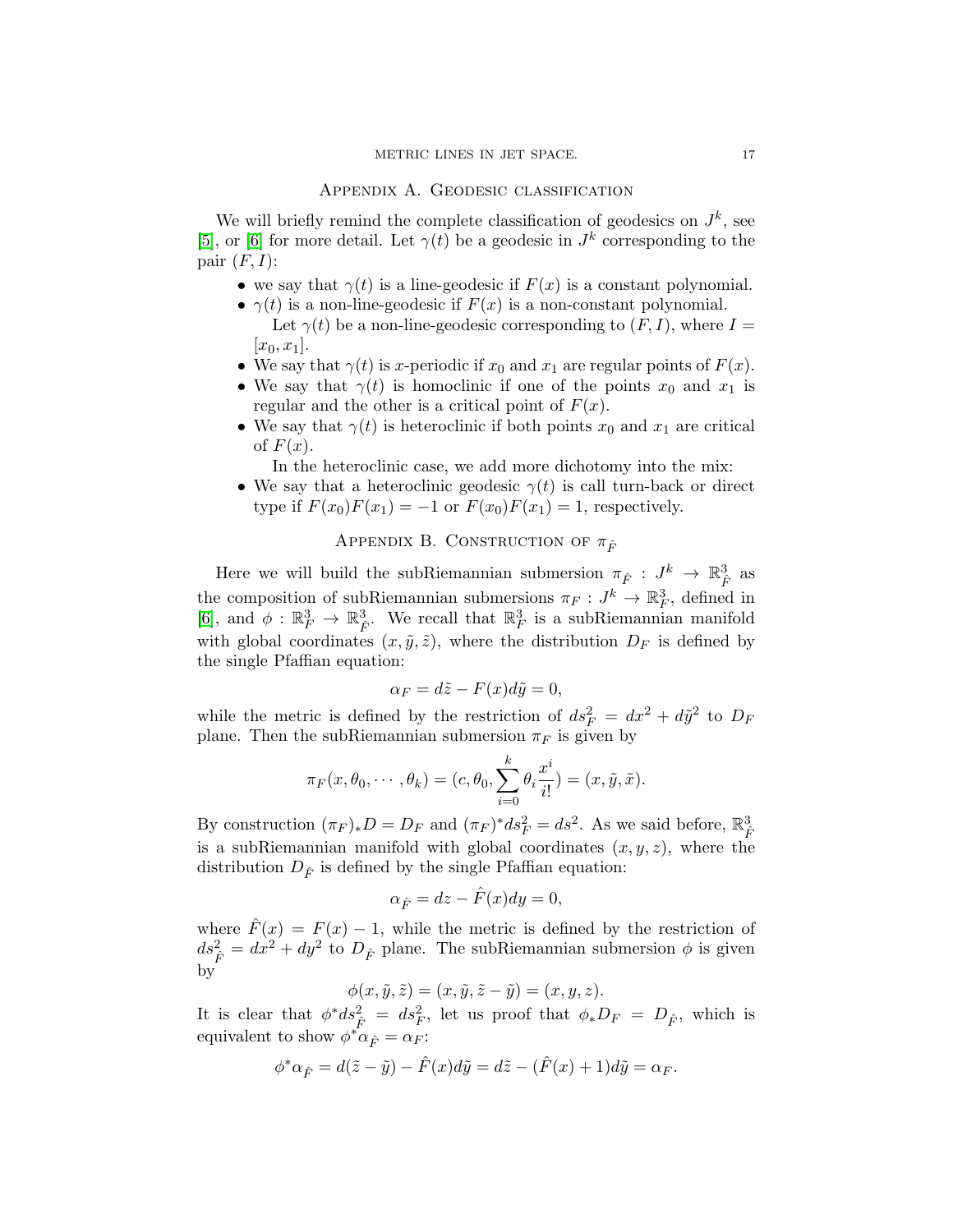## Appendix A. Geodesic classification

We will briefly remind the complete classification of geodesics on $J^k$, see [5], or [6] for more detail. Let $\gamma(t)$ be a geodesic in $J^k$ corresponding to the pair $(F, I)$:

- we say that $\gamma(t)$ is a line-geodesic if $F(x)$ is a constant polynomial.
- $\gamma(t)$ is a non-line-geodesic if $F(x)$ is a non-constant polynomial.
  Let $\gamma(t)$ be a non-line-geodesic corresponding to $(F, I)$, where $I = [x_0, x_1]$.
- We say that $\gamma(t)$ is $x$-periodic if $x_0$ and $x_1$ are regular points of $F(x)$.
- We say that $\gamma(t)$ is homoclinic if one of the points $x_0$ and $x_1$ is regular and the other is a critical point of $F(x)$.
- We say that $\gamma(t)$ is heteroclinic if both points $x_0$ and $x_1$ are critical of $F(x)$.
  In the heteroclinic case, we add more dichotomy into the mix:
- We say that a heteroclinic geodesic $\gamma(t)$ is call turn-back or direct type if $F(x_0)F(x_1) = -1$ or $F(x_0)F(x_1) = 1$, respectively.

## Appendix B. Construction of $\pi_{\hat{F}}$

Here we will build the subRiemannian submersion $\pi_{\hat{F}} : J^k \to \mathbb{R}^3_{\hat{F}}$ as the composition of subRiemannian submersions $\pi_F : J^k \to \mathbb{R}^3_F$, defined in [6], and $\phi : \mathbb{R}^3_F \to \mathbb{R}^3_{\hat{F}}$. We recall that $\mathbb{R}^3_F$ is a subRiemannian manifold with global coordinates $(x, \tilde{y}, \tilde{z})$, where the distribution $D_F$ is defined by the single Pfaffian equation:

$$\alpha_F = d\tilde{z} - F(x)d\tilde{y} = 0,$$

while the metric is defined by the restriction of $ds^2_F = dx^2 + d\tilde{y}^2$ to $D_F$ plane. Then the subRiemannian submersion $\pi_F$ is given by

$$\pi_F(x, \theta_0, \cdots, \theta_k) = (c, \theta_0, \sum_{i=0}^{k} \theta_i \frac{x^i}{i!}) = (x, \tilde{y}, \tilde{x}).$$

By construction $(\pi_F)_* D = D_F$ and $(\pi_F)^* ds^2_F = ds^2$. As we said before, $\mathbb{R}^3_{\hat{F}}$ is a subRiemannian manifold with global coordinates $(x, y, z)$, where the distribution $D_{\hat{F}}$ is defined by the single Pfaffian equation:

$$\alpha_{\hat{F}} = dz - \hat{F}(x)dy = 0,$$

where $\hat{F}(x) = F(x) - 1$, while the metric is defined by the restriction of $ds^2_{\hat{F}} = dx^2 + dy^2$ to $D_{\hat{F}}$ plane. The subRiemannian submersion $\phi$ is given by

$$\phi(x, \tilde{y}, \tilde{z}) = (x, \tilde{y}, \tilde{z} - \tilde{y}) = (x, y, z).$$

It is clear that $\phi^* ds^2_{\hat{F}} = ds^2_F$, let us proof that $\phi_* D_F = D_{\hat{F}}$, which is equivalent to show $\phi^* \alpha_{\hat{F}} = \alpha_F$:

$$\phi^* \alpha_{\hat{F}} = d(\tilde{z} - \tilde{y}) - \hat{F}(x)d\tilde{y} = d\tilde{z} - (\hat{F}(x) + 1)d\tilde{y} = \alpha_F.$$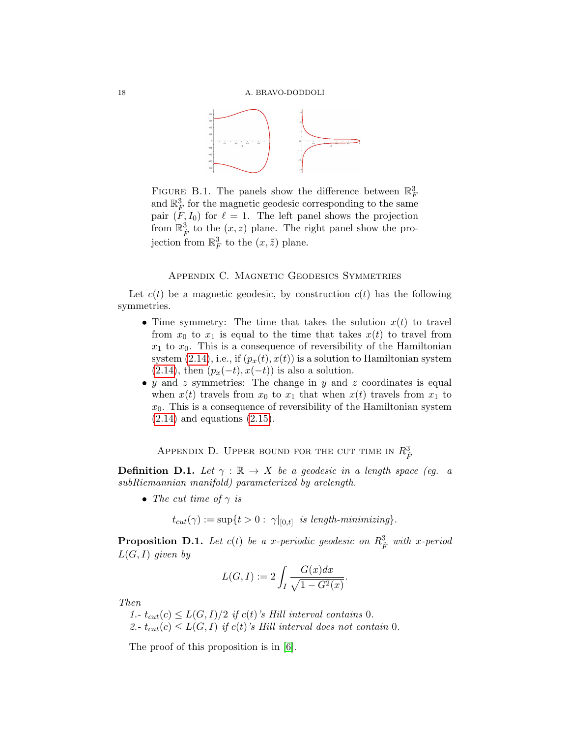Figure B.1. The panels show the difference between $\mathbb{R}^3_{\hat{F}}$ and $\mathbb{R}^3_F$ for the magnetic geodesic corresponding to the same pair $(F, I_0)$ for $\ell = 1$. The left panel shows the projection from $\mathbb{R}^3_{\hat{F}}$ to the $(x, z)$ plane. The right panel show the projection from $\mathbb{R}^3_F$ to the $(x, \tilde{z})$ plane.

## Appendix C. Magnetic Geodesics Symmetries

Let $c(t)$ be a magnetic geodesic, by construction $c(t)$ has the following symmetries.

- Time symmetry: The time that takes the solution $x(t)$ to travel from $x_0$ to $x_1$ is equal to the time that takes $x(t)$ to travel from $x_1$ to $x_0$. This is a consequence of reversibility of the Hamiltonian system (2.14), i.e., if $(p_x(t), x(t))$ is a solution to Hamiltonian system (2.14), then $(p_x(-t), x(-t))$ is also a solution.
- $y$ and $z$ symmetries: The change in $y$ and $z$ coordinates is equal when $x(t)$ travels from $x_0$ to $x_1$ that when $x(t)$ travels from $x_1$ to $x_0$. This is a consequence of reversibility of the Hamiltonian system (2.14) and equations (2.15).

## Appendix D. Upper bound for the cut time in $R^3_{\hat{F}}$

**Definition D.1.** *Let $\gamma : \mathbb{R} \to X$ be a geodesic in a length space (eg. a subRiemannian manifold) parameterized by arclength.*

- *The cut time of $\gamma$ is*

$$t_{cut}(\gamma) := \sup\{t > 0 : \ \gamma|_{[0,t]} \ \text{is length-minimizing}\}.$$

**Proposition D.1.** *Let $c(t)$ be a $x$-periodic geodesic on $R^3_{\hat{F}}$ with $x$-period $L(G, I)$ given by*

$$L(G, I) := 2 \int_I \frac{G(x)dx}{\sqrt{1 - G^2(x)}}.$$

*Then*

*1.- $t_{cut}(c) \leq L(G, I)/2$ if $c(t)$'s Hill interval contains $0$.*

*2.- $t_{cut}(c) \leq L(G, I)$ if $c(t)$'s Hill interval does not contain $0$.*

The proof of this proposition is in [6].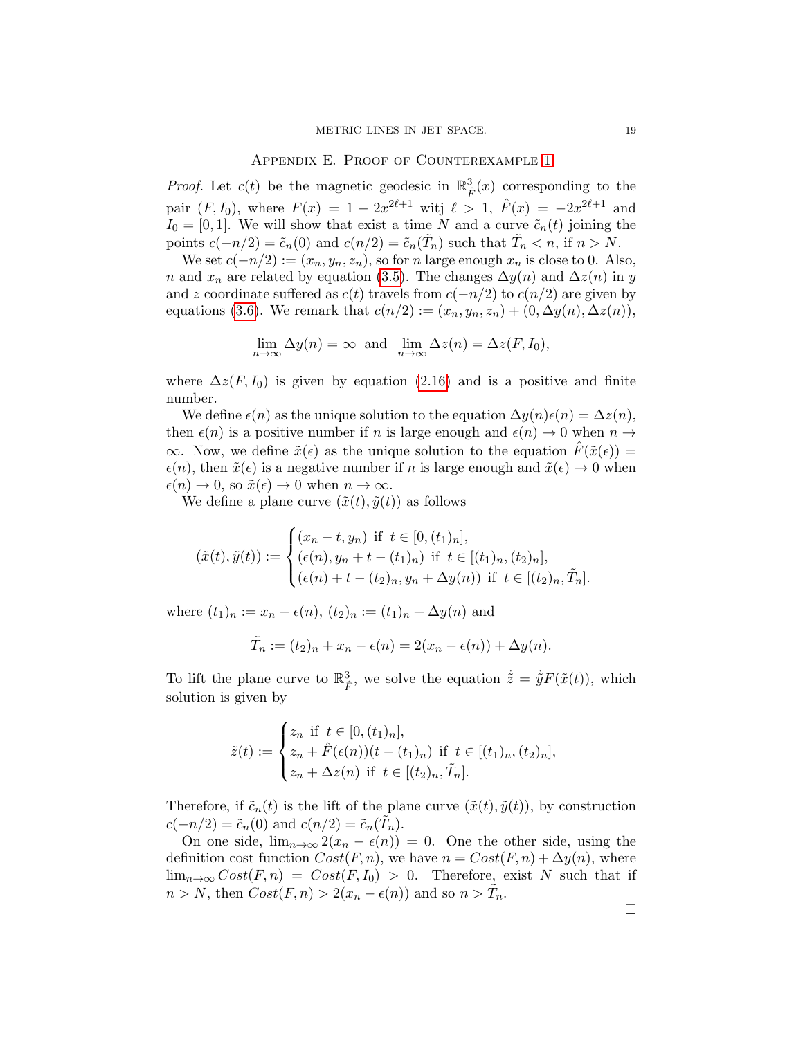## Appendix E. Proof of Counterexample 1

*Proof.* Let $c(t)$ be the magnetic geodesic in $\mathbb{R}^3_{\hat{F}}(x)$ corresponding to the pair $(F, I_0)$, where $F(x) = 1 - 2x^{2\ell+1}$ witj $\ell > 1$, $\hat{F}(x) = -2x^{2\ell+1}$ and $I_0 = [0, 1]$. We will show that exist a time $N$ and a curve $\tilde{c}_n(t)$ joining the points $c(-n/2) = \tilde{c}_n(0)$ and $c(n/2) = \tilde{c}_n(\tilde{T}_n)$ such that $\tilde{T}_n < n$, if $n > N$.

We set $c(-n/2) := (x_n, y_n, z_n)$, so for $n$ large enough $x_n$ is close to 0. Also, $n$ and $x_n$ are related by equation (3.5). The changes $\Delta y(n)$ and $\Delta z(n)$ in $y$ and $z$ coordinate suffered as $c(t)$ travels from $c(-n/2)$ to $c(n/2)$ are given by equations (3.6). We remark that $c(n/2) := (x_n, y_n, z_n) + (0, \Delta y(n), \Delta z(n))$,

$$\lim_{n\to\infty} \Delta y(n) = \infty \text{ and } \lim_{n\to\infty} \Delta z(n) = \Delta z(F, I_0),$$

where $\Delta z(F, I_0)$ is given by equation (2.16) and is a positive and finite number.

We define $\epsilon(n)$ as the unique solution to the equation $\Delta y(n)\epsilon(n) = \Delta z(n)$, then $\epsilon(n)$ is a positive number if $n$ is large enough and $\epsilon(n) \to 0$ when $n \to \infty$. Now, we define $\tilde{x}(\epsilon)$ as the unique solution to the equation $\hat{F}(\tilde{x}(\epsilon)) = \epsilon(n)$, then $\tilde{x}(\epsilon)$ is a negative number if $n$ is large enough and $\tilde{x}(\epsilon) \to 0$ when $\epsilon(n) \to 0$, so $\tilde{x}(\epsilon) \to 0$ when $n \to \infty$.

We define a plane curve $(\tilde{x}(t), \tilde{y}(t))$ as follows

$$(\tilde{x}(t), \tilde{y}(t)) := \begin{cases} (x_n - t, y_n) \text{ if } t \in [0, (t_1)_n], \\ (\epsilon(n), y_n + t - (t_1)_n) \text{ if } t \in [(t_1)_n, (t_2)_n], \\ (\epsilon(n) + t - (t_2)_n, y_n + \Delta y(n)) \text{ if } t \in [(t_2)_n, \tilde{T}_n]. \end{cases}$$

where $(t_1)_n := x_n - \epsilon(n)$, $(t_2)_n := (t_1)_n + \Delta y(n)$ and

$$\tilde{T}_n := (t_2)_n + x_n - \epsilon(n) = 2(x_n - \epsilon(n)) + \Delta y(n).$$

To lift the plane curve to $\mathbb{R}^3_{\hat{F}}$, we solve the equation $\dot{\tilde{z}} = \dot{\tilde{y}} F(\tilde{x}(t))$, which solution is given by

$$\tilde{z}(t) := \begin{cases} z_n \text{ if } t \in [0, (t_1)_n], \\ z_n + \hat{F}(\epsilon(n))(t - (t_1)_n) \text{ if } t \in [(t_1)_n, (t_2)_n], \\ z_n + \Delta z(n) \text{ if } t \in [(t_2)_n, \tilde{T}_n]. \end{cases}$$

Therefore, if $\tilde{c}_n(t)$ is the lift of the plane curve $(\tilde{x}(t), \tilde{y}(t))$, by construction $c(-n/2) = \tilde{c}_n(0)$ and $c(n/2) = \tilde{c}_n(\tilde{T}_n)$.

On one side, $\lim_{n\to\infty} 2(x_n - \epsilon(n)) = 0$. One the other side, using the definition cost function $Cost(F, n)$, we have $n = Cost(F, n) + \Delta y(n)$, where $\lim_{n\to\infty} Cost(F, n) = Cost(F, I_0) > 0$. Therefore, exist $N$ such that if $n > N$, then $Cost(F, n) > 2(x_n - \epsilon(n))$ and so $n > \tilde{T}_n$.

$\square$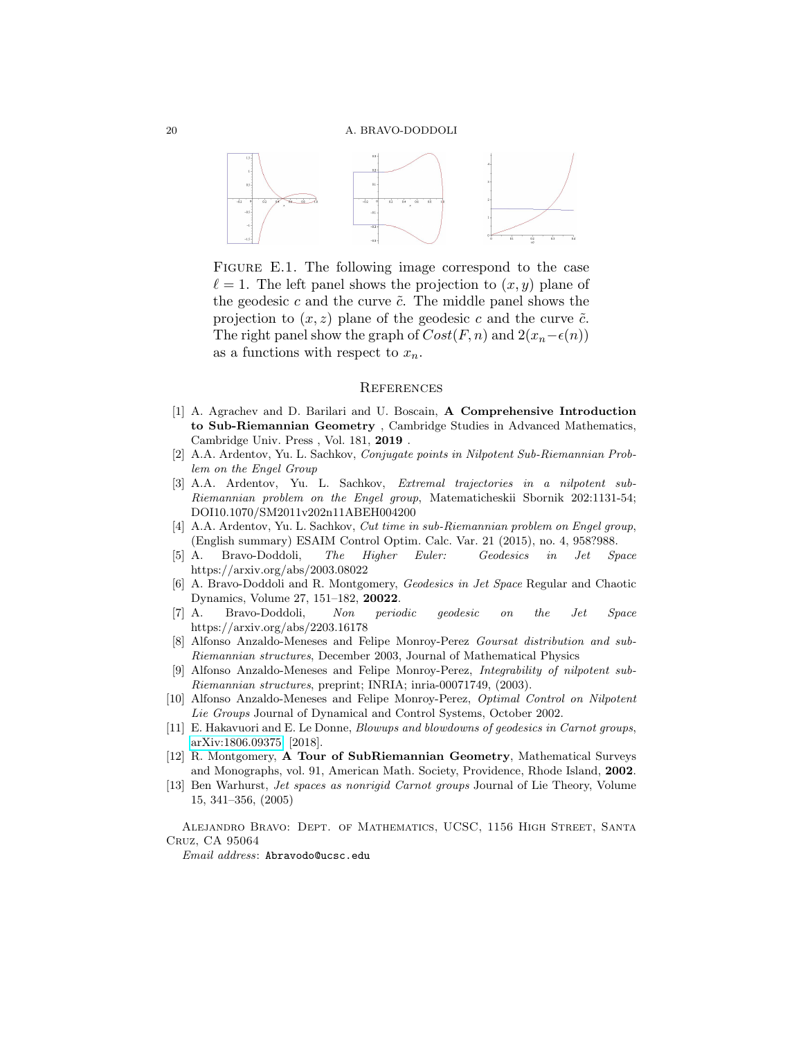FIGURE E.1. The following image correspond to the case $\ell = 1$. The left panel shows the projection to $(x, y)$ plane of the geodesic $c$ and the curve $\tilde{c}$. The middle panel shows the projection to $(x, z)$ plane of the geodesic $c$ and the curve $\tilde{c}$. The right panel show the graph of $Cost(F, n)$ and $2(x_n - \epsilon(n))$ as a functions with respect to $x_n$.

## REFERENCES

[1] A. Agrachev and D. Barilari and U. Boscain, **A Comprehensive Introduction to Sub-Riemannian Geometry** , Cambridge Studies in Advanced Mathematics, Cambridge Univ. Press , Vol. 181, **2019** .

[2] A.A. Ardentov, Yu. L. Sachkov, *Conjugate points in Nilpotent Sub-Riemannian Problem on the Engel Group*

[3] A.A. Ardentov, Yu. L. Sachkov, *Extremal trajectories in a nilpotent sub-Riemannian problem on the Engel group*, Matematicheskii Sbornik 202:1131-54; DOI10.1070/SM2011v202n11ABEH004200

[4] A.A. Ardentov, Yu. L. Sachkov, *Cut time in sub-Riemannian problem on Engel group*, (English summary) ESAIM Control Optim. Calc. Var. 21 (2015), no. 4, 958?988.

[5] A. Bravo-Doddoli, *The Higher Euler: Geodesics in Jet Space* https://arxiv.org/abs/2003.08022

[6] A. Bravo-Doddoli and R. Montgomery, *Geodesics in Jet Space* Regular and Chaotic Dynamics, Volume 27, 151–182, **20022**.

[7] A. Bravo-Doddoli, *Non periodic geodesic on the Jet Space* https://arxiv.org/abs/2203.16178

[8] Alfonso Anzaldo-Meneses and Felipe Monroy-Perez *Goursat distribution and sub-Riemannian structures*, December 2003, Journal of Mathematical Physics

[9] Alfonso Anzaldo-Meneses and Felipe Monroy-Perez, *Integrability of nilpotent sub-Riemannian structures*, preprint; INRIA; inria-00071749, (2003).

[10] Alfonso Anzaldo-Meneses and Felipe Monroy-Perez, *Optimal Control on Nilpotent Lie Groups* Journal of Dynamical and Control Systems, October 2002.

[11] E. Hakavuori and E. Le Donne, *Blowups and blowdowns of geodesics in Carnot groups*, arXiv:1806.09375, [2018].

[12] R. Montgomery, **A Tour of SubRiemannian Geometry**, Mathematical Surveys and Monographs, vol. 91, American Math. Society, Providence, Rhode Island, **2002**.

[13] Ben Warhurst, *Jet spaces as nonrigid Carnot groups* Journal of Lie Theory, Volume 15, 341–356, (2005)

ALEJANDRO BRAVO: DEPT. OF MATHEMATICS, UCSC, 1156 HIGH STREET, SANTA CRUZ, CA 95064

*Email address*: Abravodo@ucsc.edu